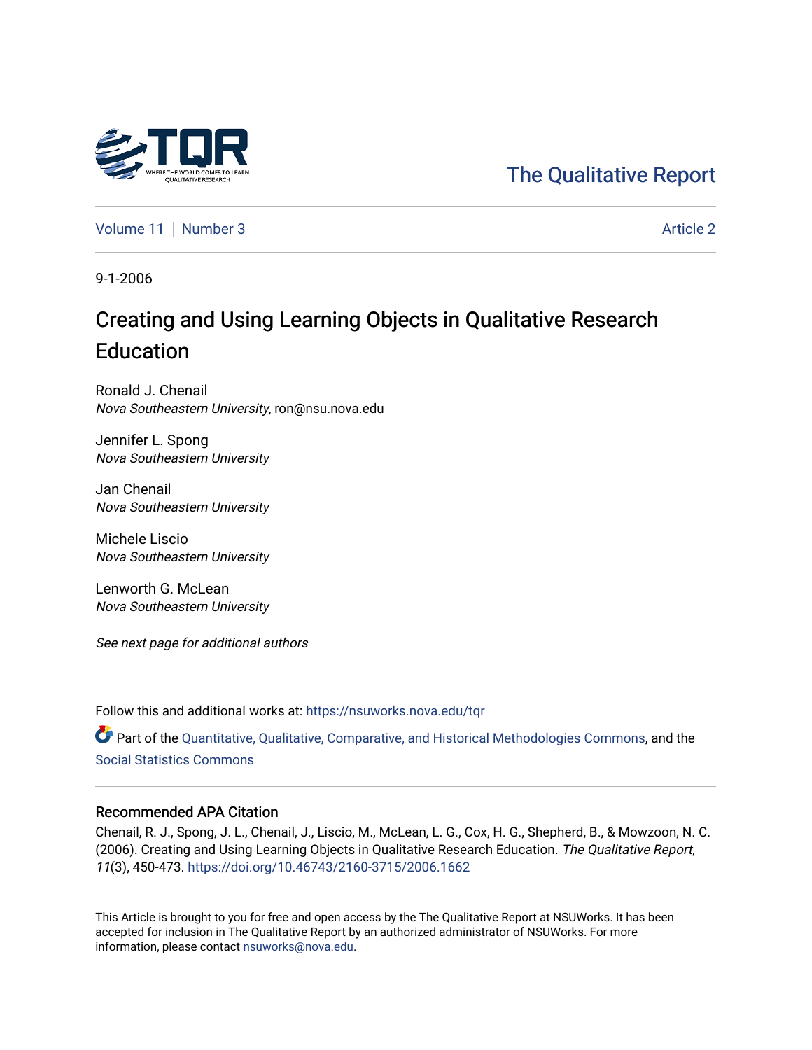The Qualitative Report

Volume 11 | Number 3 | Article 2

9-1-2006

# Creating and Using Learning Objects in Qualitative Research Education

Ronald J. Chenail
*Nova Southeastern University*, ron@nsu.nova.edu

Jennifer L. Spong
*Nova Southeastern University*

Jan Chenail
*Nova Southeastern University*

Michele Liscio
*Nova Southeastern University*

Lenworth G. McLean
*Nova Southeastern University*

*See next page for additional authors*

Follow this and additional works at: https://nsuworks.nova.edu/tqr

Part of the Quantitative, Qualitative, Comparative, and Historical Methodologies Commons, and the Social Statistics Commons

## Recommended APA Citation

Chenail, R. J., Spong, J. L., Chenail, J., Liscio, M., McLean, L. G., Cox, H. G., Shepherd, B., & Mowzoon, N. C. (2006). Creating and Using Learning Objects in Qualitative Research Education. *The Qualitative Report*, *11*(3), 450-473. https://doi.org/10.46743/2160-3715/2006.1662

This Article is brought to you for free and open access by the The Qualitative Report at NSUWorks. It has been accepted for inclusion in The Qualitative Report by an authorized administrator of NSUWorks. For more information, please contact nsuworks@nova.edu.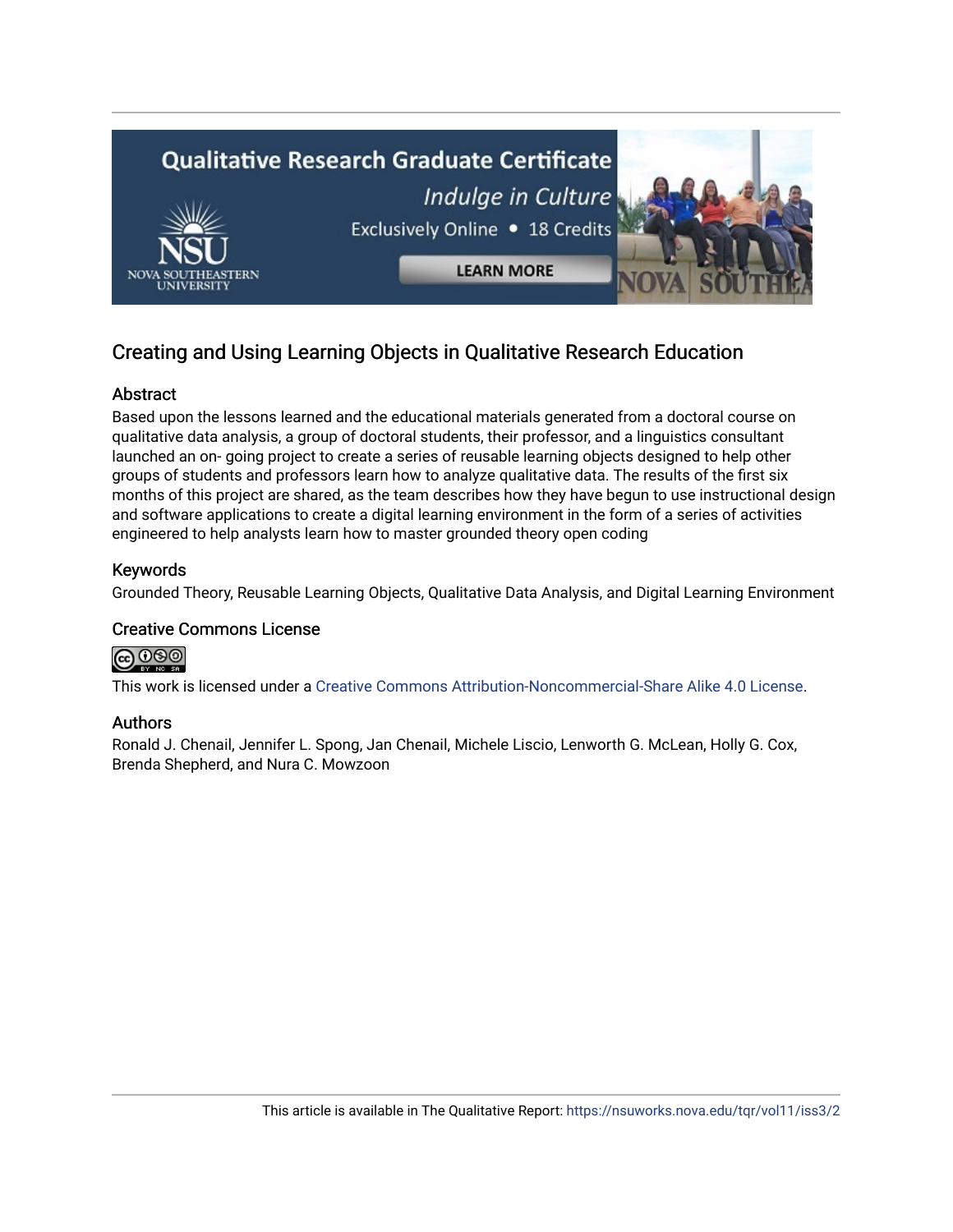## Creating and Using Learning Objects in Qualitative Research Education

### Abstract

Based upon the lessons learned and the educational materials generated from a doctoral course on qualitative data analysis, a group of doctoral students, their professor, and a linguistics consultant launched an on- going project to create a series of reusable learning objects designed to help other groups of students and professors learn how to analyze qualitative data. The results of the first six months of this project are shared, as the team describes how they have begun to use instructional design and software applications to create a digital learning environment in the form of a series of activities engineered to help analysts learn how to master grounded theory open coding

### Keywords

Grounded Theory, Reusable Learning Objects, Qualitative Data Analysis, and Digital Learning Environment

### Creative Commons License

This work is licensed under a Creative Commons Attribution-Noncommercial-Share Alike 4.0 License.

### Authors

Ronald J. Chenail, Jennifer L. Spong, Jan Chenail, Michele Liscio, Lenworth G. McLean, Holly G. Cox, Brenda Shepherd, and Nura C. Mowzoon

This article is available in The Qualitative Report: https://nsuworks.nova.edu/tqr/vol11/iss3/2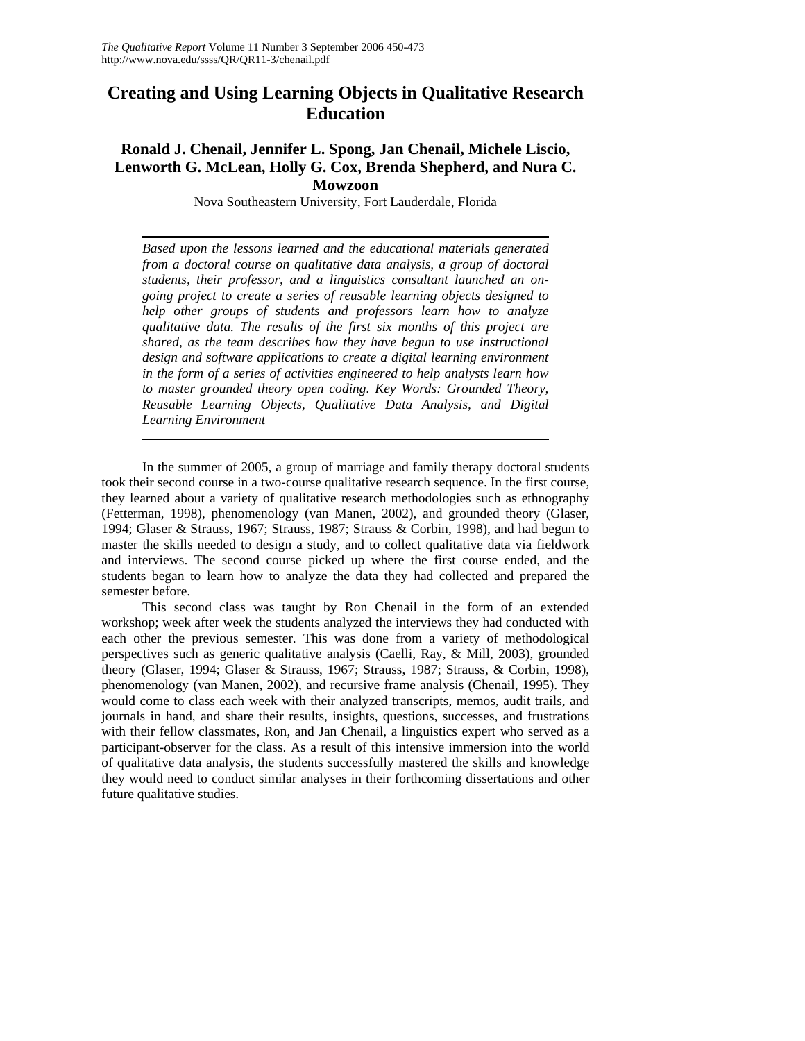# Creating and Using Learning Objects in Qualitative Research Education

## Ronald J. Chenail, Jennifer L. Spong, Jan Chenail, Michele Liscio, Lenworth G. McLean, Holly G. Cox, Brenda Shepherd, and Nura C. Mowzoon

Nova Southeastern University, Fort Lauderdale, Florida

*Based upon the lessons learned and the educational materials generated from a doctoral course on qualitative data analysis, a group of doctoral students, their professor, and a linguistics consultant launched an on-going project to create a series of reusable learning objects designed to help other groups of students and professors learn how to analyze qualitative data. The results of the first six months of this project are shared, as the team describes how they have begun to use instructional design and software applications to create a digital learning environment in the form of a series of activities engineered to help analysts learn how to master grounded theory open coding. Key Words: Grounded Theory, Reusable Learning Objects, Qualitative Data Analysis, and Digital Learning Environment*

In the summer of 2005, a group of marriage and family therapy doctoral students took their second course in a two-course qualitative research sequence. In the first course, they learned about a variety of qualitative research methodologies such as ethnography (Fetterman, 1998), phenomenology (van Manen, 2002), and grounded theory (Glaser, 1994; Glaser & Strauss, 1967; Strauss, 1987; Strauss & Corbin, 1998), and had begun to master the skills needed to design a study, and to collect qualitative data via fieldwork and interviews. The second course picked up where the first course ended, and the students began to learn how to analyze the data they had collected and prepared the semester before.

This second class was taught by Ron Chenail in the form of an extended workshop; week after week the students analyzed the interviews they had conducted with each other the previous semester. This was done from a variety of methodological perspectives such as generic qualitative analysis (Caelli, Ray, & Mill, 2003), grounded theory (Glaser, 1994; Glaser & Strauss, 1967; Strauss, 1987; Strauss, & Corbin, 1998), phenomenology (van Manen, 2002), and recursive frame analysis (Chenail, 1995). They would come to class each week with their analyzed transcripts, memos, audit trails, and journals in hand, and share their results, insights, questions, successes, and frustrations with their fellow classmates, Ron, and Jan Chenail, a linguistics expert who served as a participant-observer for the class. As a result of this intensive immersion into the world of qualitative data analysis, the students successfully mastered the skills and knowledge they would need to conduct similar analyses in their forthcoming dissertations and other future qualitative studies.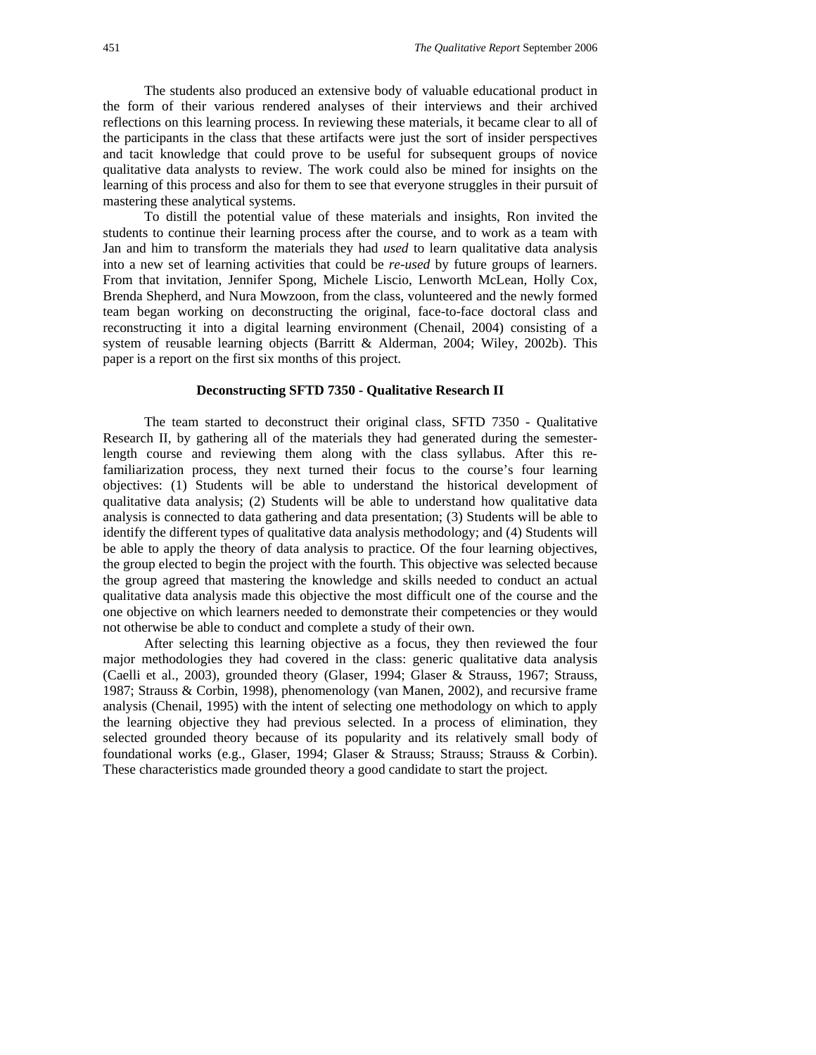The students also produced an extensive body of valuable educational product in the form of their various rendered analyses of their interviews and their archived reflections on this learning process. In reviewing these materials, it became clear to all of the participants in the class that these artifacts were just the sort of insider perspectives and tacit knowledge that could prove to be useful for subsequent groups of novice qualitative data analysts to review. The work could also be mined for insights on the learning of this process and also for them to see that everyone struggles in their pursuit of mastering these analytical systems.

To distill the potential value of these materials and insights, Ron invited the students to continue their learning process after the course, and to work as a team with Jan and him to transform the materials they had *used* to learn qualitative data analysis into a new set of learning activities that could be *re-used* by future groups of learners. From that invitation, Jennifer Spong, Michele Liscio, Lenworth McLean, Holly Cox, Brenda Shepherd, and Nura Mowzoon, from the class, volunteered and the newly formed team began working on deconstructing the original, face-to-face doctoral class and reconstructing it into a digital learning environment (Chenail, 2004) consisting of a system of reusable learning objects (Barritt & Alderman, 2004; Wiley, 2002b). This paper is a report on the first six months of this project.

### Deconstructing SFTD 7350 - Qualitative Research II

The team started to deconstruct their original class, SFTD 7350 - Qualitative Research II, by gathering all of the materials they had generated during the semester-length course and reviewing them along with the class syllabus. After this re-familiarization process, they next turned their focus to the course's four learning objectives: (1) Students will be able to understand the historical development of qualitative data analysis; (2) Students will be able to understand how qualitative data analysis is connected to data gathering and data presentation; (3) Students will be able to identify the different types of qualitative data analysis methodology; and (4) Students will be able to apply the theory of data analysis to practice. Of the four learning objectives, the group elected to begin the project with the fourth. This objective was selected because the group agreed that mastering the knowledge and skills needed to conduct an actual qualitative data analysis made this objective the most difficult one of the course and the one objective on which learners needed to demonstrate their competencies or they would not otherwise be able to conduct and complete a study of their own.

After selecting this learning objective as a focus, they then reviewed the four major methodologies they had covered in the class: generic qualitative data analysis (Caelli et al., 2003), grounded theory (Glaser, 1994; Glaser & Strauss, 1967; Strauss, 1987; Strauss & Corbin, 1998), phenomenology (van Manen, 2002), and recursive frame analysis (Chenail, 1995) with the intent of selecting one methodology on which to apply the learning objective they had previous selected. In a process of elimination, they selected grounded theory because of its popularity and its relatively small body of foundational works (e.g., Glaser, 1994; Glaser & Strauss; Strauss; Strauss & Corbin). These characteristics made grounded theory a good candidate to start the project.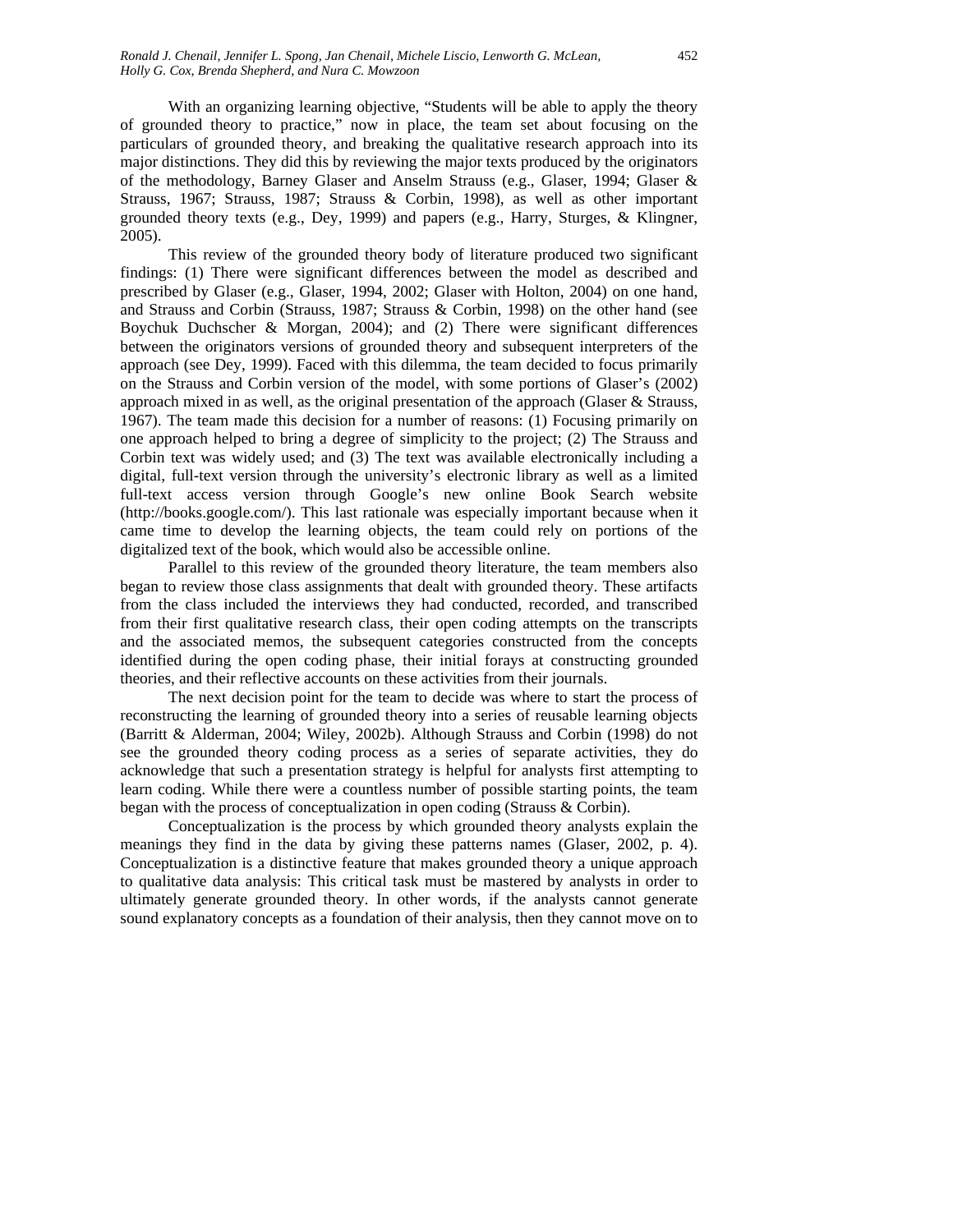With an organizing learning objective, "Students will be able to apply the theory of grounded theory to practice," now in place, the team set about focusing on the particulars of grounded theory, and breaking the qualitative research approach into its major distinctions. They did this by reviewing the major texts produced by the originators of the methodology, Barney Glaser and Anselm Strauss (e.g., Glaser, 1994; Glaser & Strauss, 1967; Strauss, 1987; Strauss & Corbin, 1998), as well as other important grounded theory texts (e.g., Dey, 1999) and papers (e.g., Harry, Sturges, & Klingner, 2005).

This review of the grounded theory body of literature produced two significant findings: (1) There were significant differences between the model as described and prescribed by Glaser (e.g., Glaser, 1994, 2002; Glaser with Holton, 2004) on one hand, and Strauss and Corbin (Strauss, 1987; Strauss & Corbin, 1998) on the other hand (see Boychuk Duchscher & Morgan, 2004); and (2) There were significant differences between the originators versions of grounded theory and subsequent interpreters of the approach (see Dey, 1999). Faced with this dilemma, the team decided to focus primarily on the Strauss and Corbin version of the model, with some portions of Glaser's (2002) approach mixed in as well, as the original presentation of the approach (Glaser & Strauss, 1967). The team made this decision for a number of reasons: (1) Focusing primarily on one approach helped to bring a degree of simplicity to the project; (2) The Strauss and Corbin text was widely used; and (3) The text was available electronically including a digital, full-text version through the university's electronic library as well as a limited full-text access version through Google's new online Book Search website (http://books.google.com/). This last rationale was especially important because when it came time to develop the learning objects, the team could rely on portions of the digitalized text of the book, which would also be accessible online.

Parallel to this review of the grounded theory literature, the team members also began to review those class assignments that dealt with grounded theory. These artifacts from the class included the interviews they had conducted, recorded, and transcribed from their first qualitative research class, their open coding attempts on the transcripts and the associated memos, the subsequent categories constructed from the concepts identified during the open coding phase, their initial forays at constructing grounded theories, and their reflective accounts on these activities from their journals.

The next decision point for the team to decide was where to start the process of reconstructing the learning of grounded theory into a series of reusable learning objects (Barritt & Alderman, 2004; Wiley, 2002b). Although Strauss and Corbin (1998) do not see the grounded theory coding process as a series of separate activities, they do acknowledge that such a presentation strategy is helpful for analysts first attempting to learn coding. While there were a countless number of possible starting points, the team began with the process of conceptualization in open coding (Strauss & Corbin).

Conceptualization is the process by which grounded theory analysts explain the meanings they find in the data by giving these patterns names (Glaser, 2002, p. 4). Conceptualization is a distinctive feature that makes grounded theory a unique approach to qualitative data analysis: This critical task must be mastered by analysts in order to ultimately generate grounded theory. In other words, if the analysts cannot generate sound explanatory concepts as a foundation of their analysis, then they cannot move on to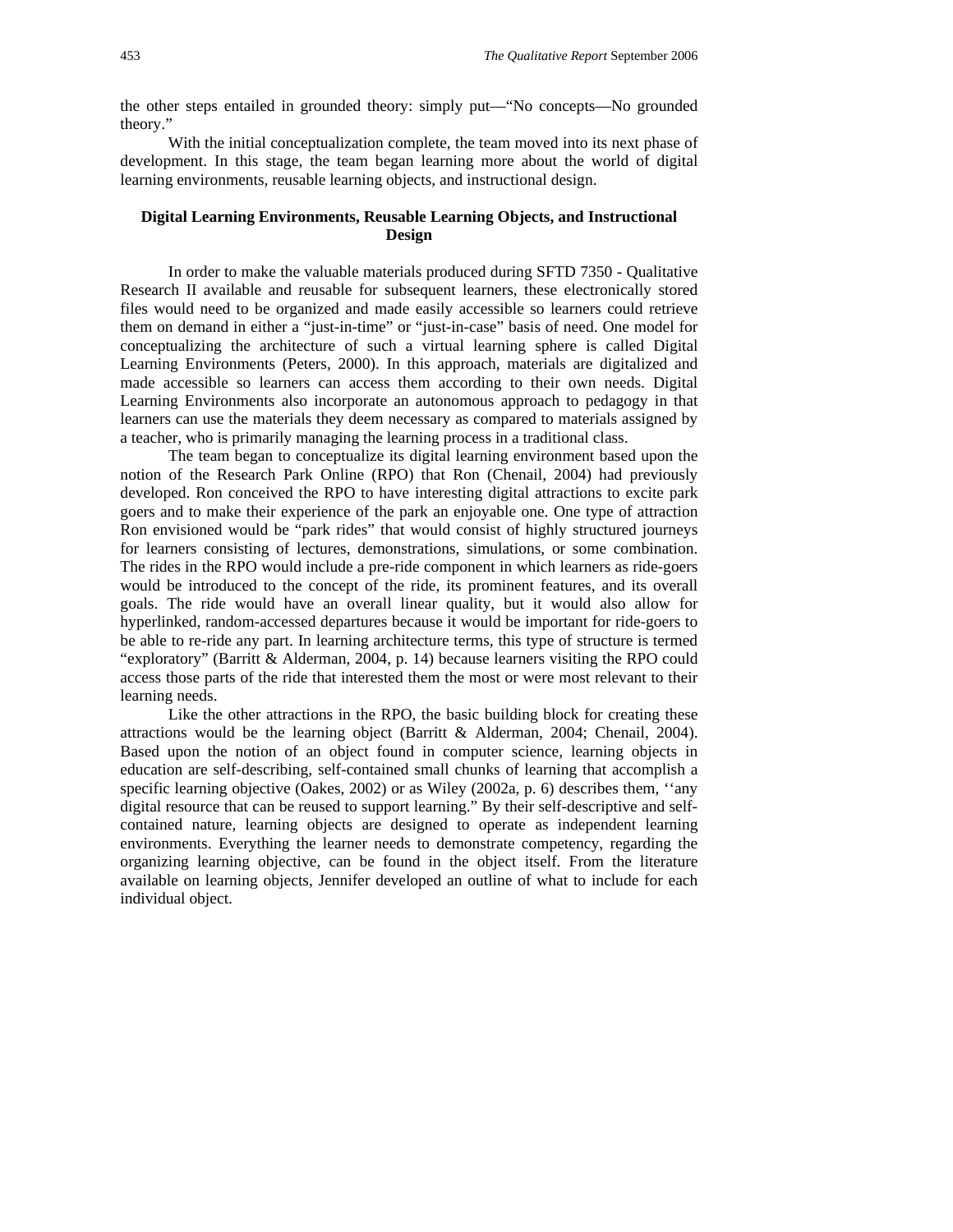the other steps entailed in grounded theory: simply put—"No concepts—No grounded theory."

With the initial conceptualization complete, the team moved into its next phase of development. In this stage, the team began learning more about the world of digital learning environments, reusable learning objects, and instructional design.

## Digital Learning Environments, Reusable Learning Objects, and Instructional Design

In order to make the valuable materials produced during SFTD 7350 - Qualitative Research II available and reusable for subsequent learners, these electronically stored files would need to be organized and made easily accessible so learners could retrieve them on demand in either a "just-in-time" or "just-in-case" basis of need. One model for conceptualizing the architecture of such a virtual learning sphere is called Digital Learning Environments (Peters, 2000). In this approach, materials are digitalized and made accessible so learners can access them according to their own needs. Digital Learning Environments also incorporate an autonomous approach to pedagogy in that learners can use the materials they deem necessary as compared to materials assigned by a teacher, who is primarily managing the learning process in a traditional class.

The team began to conceptualize its digital learning environment based upon the notion of the Research Park Online (RPO) that Ron (Chenail, 2004) had previously developed. Ron conceived the RPO to have interesting digital attractions to excite park goers and to make their experience of the park an enjoyable one. One type of attraction Ron envisioned would be "park rides" that would consist of highly structured journeys for learners consisting of lectures, demonstrations, simulations, or some combination. The rides in the RPO would include a pre-ride component in which learners as ride-goers would be introduced to the concept of the ride, its prominent features, and its overall goals. The ride would have an overall linear quality, but it would also allow for hyperlinked, random-accessed departures because it would be important for ride-goers to be able to re-ride any part. In learning architecture terms, this type of structure is termed "exploratory" (Barritt & Alderman, 2004, p. 14) because learners visiting the RPO could access those parts of the ride that interested them the most or were most relevant to their learning needs.

Like the other attractions in the RPO, the basic building block for creating these attractions would be the learning object (Barritt & Alderman, 2004; Chenail, 2004). Based upon the notion of an object found in computer science, learning objects in education are self-describing, self-contained small chunks of learning that accomplish a specific learning objective (Oakes, 2002) or as Wiley (2002a, p. 6) describes them, ''any digital resource that can be reused to support learning." By their self-descriptive and self-contained nature, learning objects are designed to operate as independent learning environments. Everything the learner needs to demonstrate competency, regarding the organizing learning objective, can be found in the object itself. From the literature available on learning objects, Jennifer developed an outline of what to include for each individual object.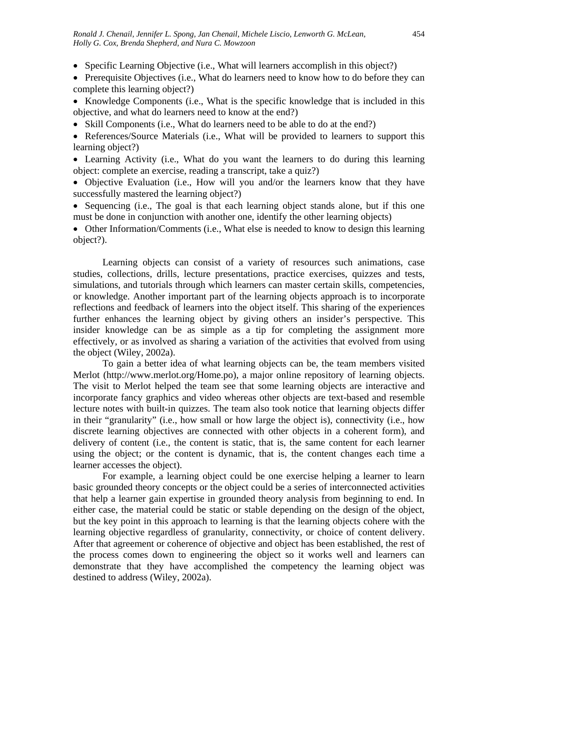- Specific Learning Objective (i.e., What will learners accomplish in this object?)
- Prerequisite Objectives (i.e., What do learners need to know how to do before they can complete this learning object?)
- Knowledge Components (i.e., What is the specific knowledge that is included in this objective, and what do learners need to know at the end?)
- Skill Components (i.e., What do learners need to be able to do at the end?)
- References/Source Materials (i.e., What will be provided to learners to support this learning object?)
- Learning Activity (i.e., What do you want the learners to do during this learning object: complete an exercise, reading a transcript, take a quiz?)
- Objective Evaluation (i.e., How will you and/or the learners know that they have successfully mastered the learning object?)
- Sequencing (i.e., The goal is that each learning object stands alone, but if this one must be done in conjunction with another one, identify the other learning objects)
- Other Information/Comments (i.e., What else is needed to know to design this learning object?).

Learning objects can consist of a variety of resources such animations, case studies, collections, drills, lecture presentations, practice exercises, quizzes and tests, simulations, and tutorials through which learners can master certain skills, competencies, or knowledge. Another important part of the learning objects approach is to incorporate reflections and feedback of learners into the object itself. This sharing of the experiences further enhances the learning object by giving others an insider's perspective. This insider knowledge can be as simple as a tip for completing the assignment more effectively, or as involved as sharing a variation of the activities that evolved from using the object (Wiley, 2002a).

To gain a better idea of what learning objects can be, the team members visited Merlot (http://www.merlot.org/Home.po), a major online repository of learning objects. The visit to Merlot helped the team see that some learning objects are interactive and incorporate fancy graphics and video whereas other objects are text-based and resemble lecture notes with built-in quizzes. The team also took notice that learning objects differ in their "granularity" (i.e., how small or how large the object is), connectivity (i.e., how discrete learning objectives are connected with other objects in a coherent form), and delivery of content (i.e., the content is static, that is, the same content for each learner using the object; or the content is dynamic, that is, the content changes each time a learner accesses the object).

For example, a learning object could be one exercise helping a learner to learn basic grounded theory concepts or the object could be a series of interconnected activities that help a learner gain expertise in grounded theory analysis from beginning to end. In either case, the material could be static or stable depending on the design of the object, but the key point in this approach to learning is that the learning objects cohere with the learning objective regardless of granularity, connectivity, or choice of content delivery. After that agreement or coherence of objective and object has been established, the rest of the process comes down to engineering the object so it works well and learners can demonstrate that they have accomplished the competency the learning object was destined to address (Wiley, 2002a).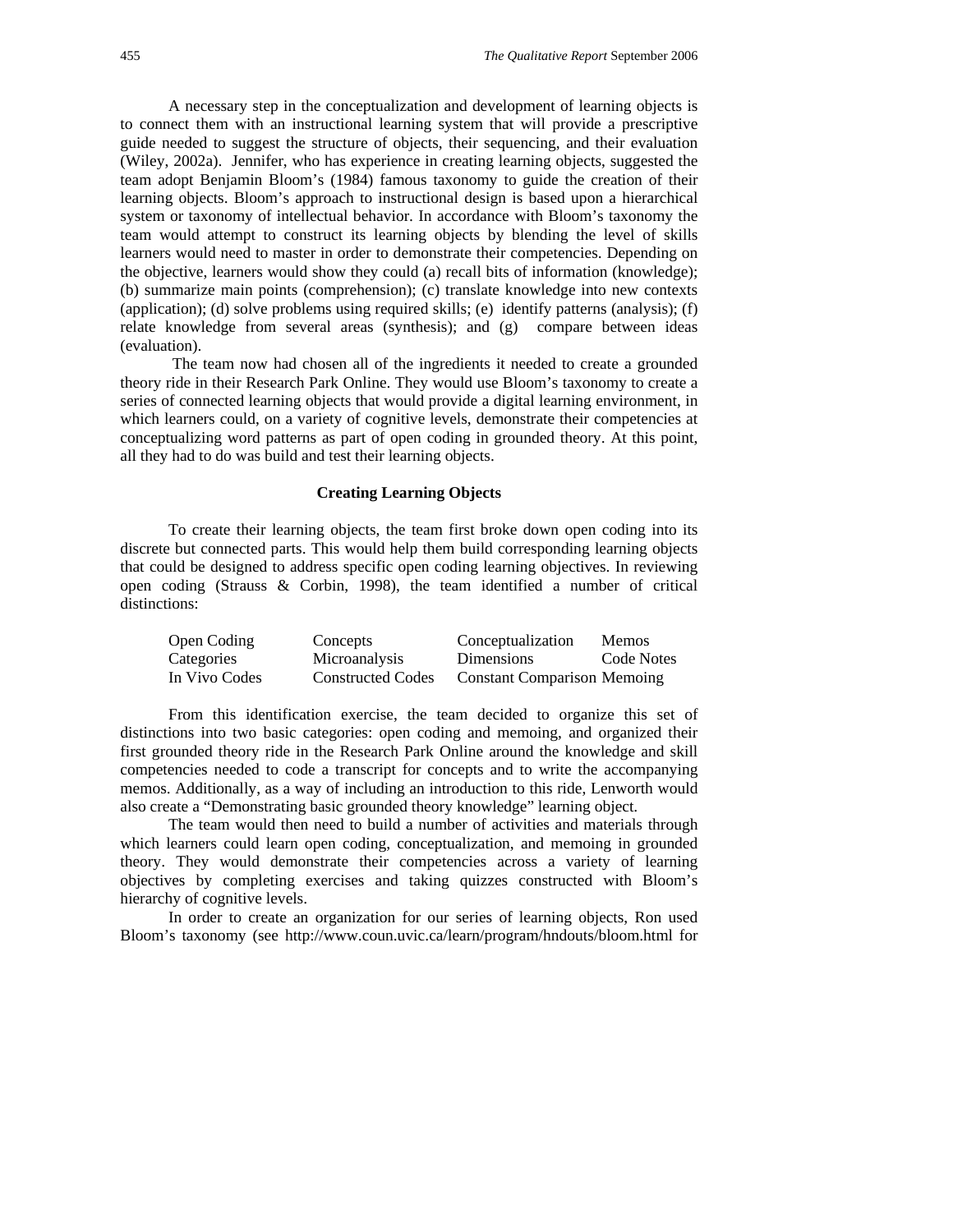A necessary step in the conceptualization and development of learning objects is to connect them with an instructional learning system that will provide a prescriptive guide needed to suggest the structure of objects, their sequencing, and their evaluation (Wiley, 2002a). Jennifer, who has experience in creating learning objects, suggested the team adopt Benjamin Bloom's (1984) famous taxonomy to guide the creation of their learning objects. Bloom's approach to instructional design is based upon a hierarchical system or taxonomy of intellectual behavior. In accordance with Bloom's taxonomy the team would attempt to construct its learning objects by blending the level of skills learners would need to master in order to demonstrate their competencies. Depending on the objective, learners would show they could (a) recall bits of information (knowledge); (b) summarize main points (comprehension); (c) translate knowledge into new contexts (application); (d) solve problems using required skills; (e) identify patterns (analysis); (f) relate knowledge from several areas (synthesis); and (g) compare between ideas (evaluation).

The team now had chosen all of the ingredients it needed to create a grounded theory ride in their Research Park Online. They would use Bloom's taxonomy to create a series of connected learning objects that would provide a digital learning environment, in which learners could, on a variety of cognitive levels, demonstrate their competencies at conceptualizing word patterns as part of open coding in grounded theory. At this point, all they had to do was build and test their learning objects.

## Creating Learning Objects

To create their learning objects, the team first broke down open coding into its discrete but connected parts. This would help them build corresponding learning objects that could be designed to address specific open coding learning objectives. In reviewing open coding (Strauss & Corbin, 1998), the team identified a number of critical distinctions:

| | | | |
|---|---|---|---|
| Open Coding | Concepts | Conceptualization | Memos |
| Categories | Microanalysis | Dimensions | Code Notes |
| In Vivo Codes | Constructed Codes | Constant Comparison | Memoing |

From this identification exercise, the team decided to organize this set of distinctions into two basic categories: open coding and memoing, and organized their first grounded theory ride in the Research Park Online around the knowledge and skill competencies needed to code a transcript for concepts and to write the accompanying memos. Additionally, as a way of including an introduction to this ride, Lenworth would also create a "Demonstrating basic grounded theory knowledge" learning object.

The team would then need to build a number of activities and materials through which learners could learn open coding, conceptualization, and memoing in grounded theory. They would demonstrate their competencies across a variety of learning objectives by completing exercises and taking quizzes constructed with Bloom's hierarchy of cognitive levels.

In order to create an organization for our series of learning objects, Ron used Bloom's taxonomy (see http://www.coun.uvic.ca/learn/program/hndouts/bloom.html for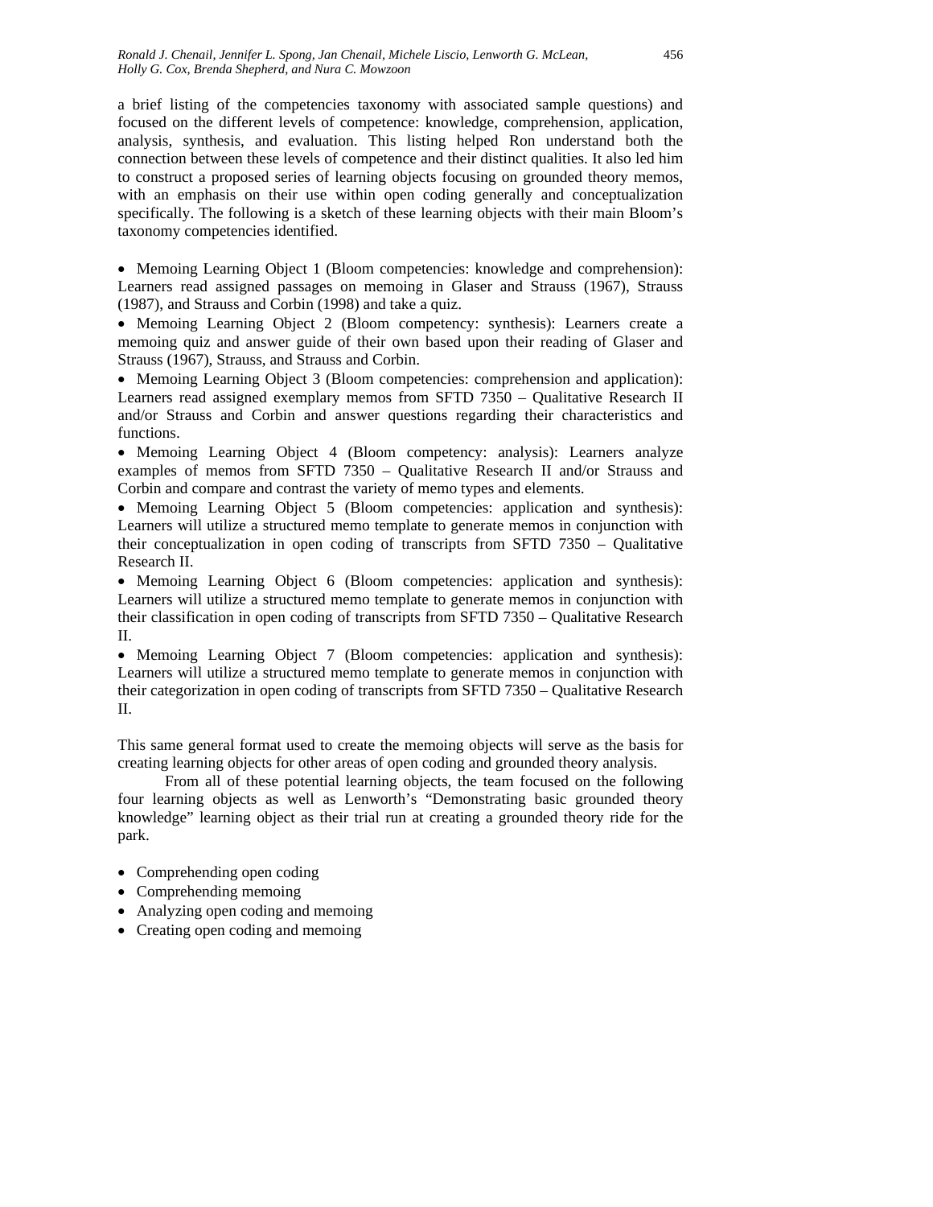a brief listing of the competencies taxonomy with associated sample questions) and focused on the different levels of competence: knowledge, comprehension, application, analysis, synthesis, and evaluation. This listing helped Ron understand both the connection between these levels of competence and their distinct qualities. It also led him to construct a proposed series of learning objects focusing on grounded theory memos, with an emphasis on their use within open coding generally and conceptualization specifically. The following is a sketch of these learning objects with their main Bloom's taxonomy competencies identified.

- Memoing Learning Object 1 (Bloom competencies: knowledge and comprehension): Learners read assigned passages on memoing in Glaser and Strauss (1967), Strauss (1987), and Strauss and Corbin (1998) and take a quiz.
- Memoing Learning Object 2 (Bloom competency: synthesis): Learners create a memoing quiz and answer guide of their own based upon their reading of Glaser and Strauss (1967), Strauss, and Strauss and Corbin.
- Memoing Learning Object 3 (Bloom competencies: comprehension and application): Learners read assigned exemplary memos from SFTD 7350 – Qualitative Research II and/or Strauss and Corbin and answer questions regarding their characteristics and functions.
- Memoing Learning Object 4 (Bloom competency: analysis): Learners analyze examples of memos from SFTD 7350 – Qualitative Research II and/or Strauss and Corbin and compare and contrast the variety of memo types and elements.
- Memoing Learning Object 5 (Bloom competencies: application and synthesis): Learners will utilize a structured memo template to generate memos in conjunction with their conceptualization in open coding of transcripts from SFTD 7350 – Qualitative Research II.
- Memoing Learning Object 6 (Bloom competencies: application and synthesis): Learners will utilize a structured memo template to generate memos in conjunction with their classification in open coding of transcripts from SFTD 7350 – Qualitative Research II.
- Memoing Learning Object 7 (Bloom competencies: application and synthesis): Learners will utilize a structured memo template to generate memos in conjunction with their categorization in open coding of transcripts from SFTD 7350 – Qualitative Research II.

This same general format used to create the memoing objects will serve as the basis for creating learning objects for other areas of open coding and grounded theory analysis.

From all of these potential learning objects, the team focused on the following four learning objects as well as Lenworth's "Demonstrating basic grounded theory knowledge" learning object as their trial run at creating a grounded theory ride for the park.

- Comprehending open coding
- Comprehending memoing
- Analyzing open coding and memoing
- Creating open coding and memoing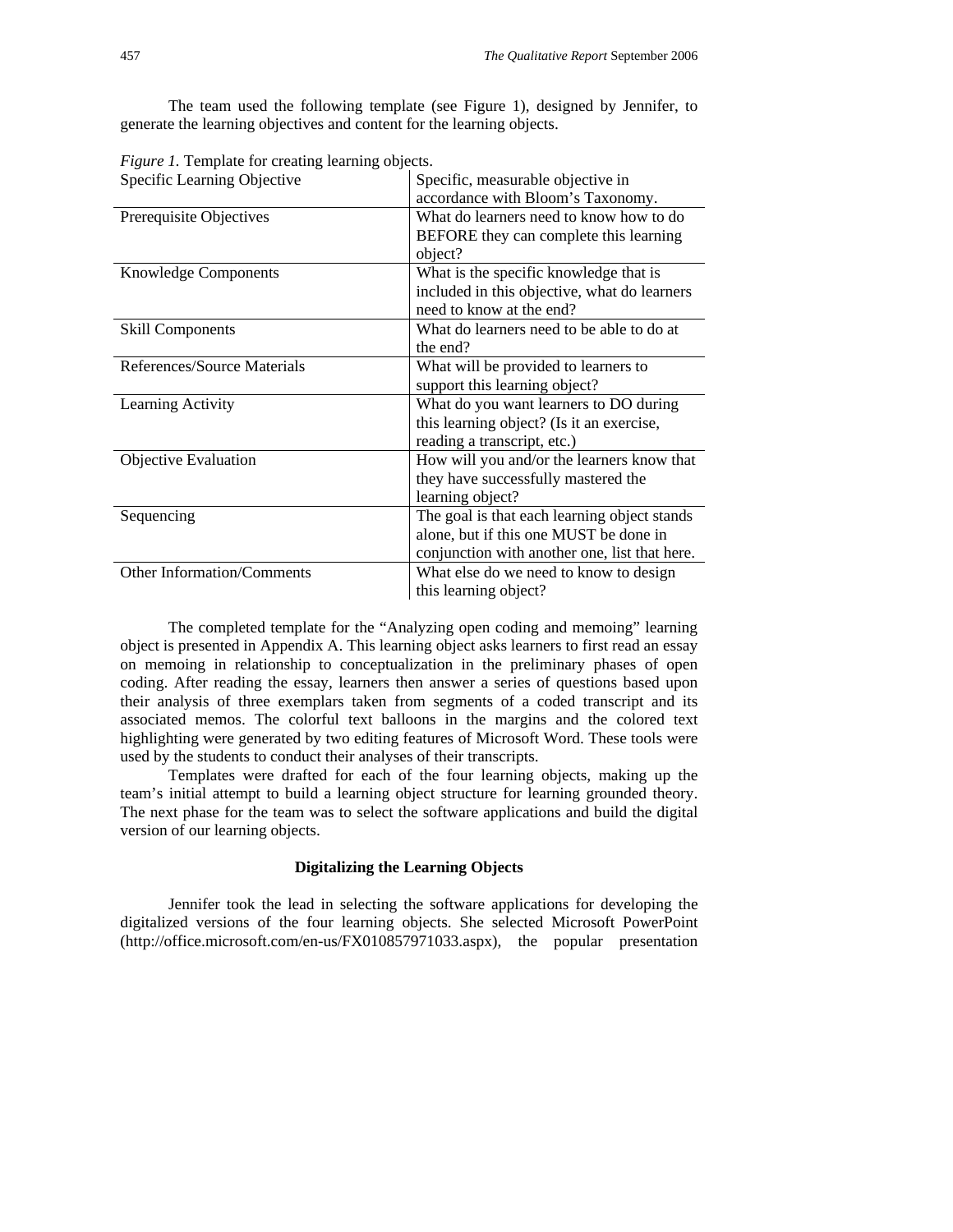The team used the following template (see Figure 1), designed by Jennifer, to generate the learning objectives and content for the learning objects.

*Figure 1.* Template for creating learning objects.

| Specific Learning Objective | Specific, measurable objective in accordance with Bloom's Taxonomy. |
|---|---|
| Prerequisite Objectives | What do learners need to know how to do BEFORE they can complete this learning object? |
| Knowledge Components | What is the specific knowledge that is included in this objective, what do learners need to know at the end? |
| Skill Components | What do learners need to be able to do at the end? |
| References/Source Materials | What will be provided to learners to support this learning object? |
| Learning Activity | What do you want learners to DO during this learning object? (Is it an exercise, reading a transcript, etc.) |
| Objective Evaluation | How will you and/or the learners know that they have successfully mastered the learning object? |
| Sequencing | The goal is that each learning object stands alone, but if this one MUST be done in conjunction with another one, list that here. |
| Other Information/Comments | What else do we need to know to design this learning object? |

The completed template for the "Analyzing open coding and memoing" learning object is presented in Appendix A. This learning object asks learners to first read an essay on memoing in relationship to conceptualization in the preliminary phases of open coding. After reading the essay, learners then answer a series of questions based upon their analysis of three exemplars taken from segments of a coded transcript and its associated memos. The colorful text balloons in the margins and the colored text highlighting were generated by two editing features of Microsoft Word. These tools were used by the students to conduct their analyses of their transcripts.

Templates were drafted for each of the four learning objects, making up the team's initial attempt to build a learning object structure for learning grounded theory. The next phase for the team was to select the software applications and build the digital version of our learning objects.

### Digitalizing the Learning Objects

Jennifer took the lead in selecting the software applications for developing the digitalized versions of the four learning objects. She selected Microsoft PowerPoint (http://office.microsoft.com/en-us/FX010857971033.aspx), the popular presentation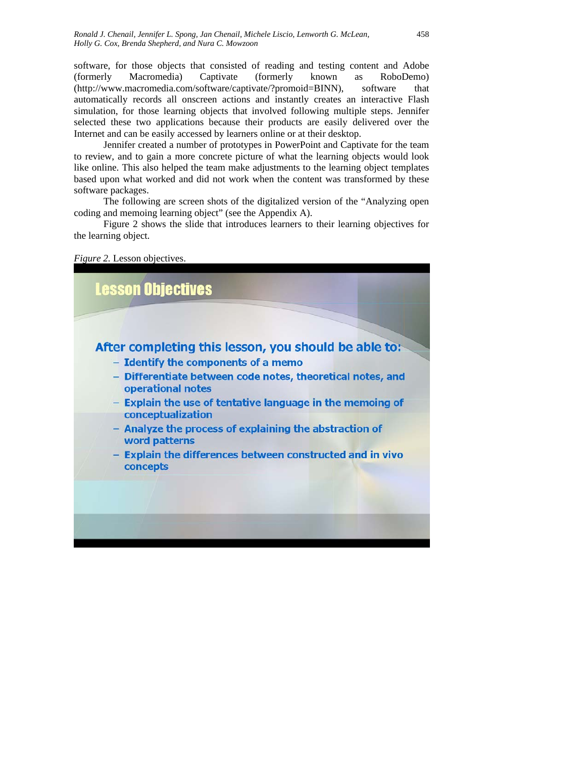software, for those objects that consisted of reading and testing content and Adobe (formerly Macromedia) Captivate (formerly known as RoboDemo) (http://www.macromedia.com/software/captivate/?promoid=BINN), software that automatically records all onscreen actions and instantly creates an interactive Flash simulation, for those learning objects that involved following multiple steps. Jennifer selected these two applications because their products are easily delivered over the Internet and can be easily accessed by learners online or at their desktop.

Jennifer created a number of prototypes in PowerPoint and Captivate for the team to review, and to gain a more concrete picture of what the learning objects would look like online. This also helped the team make adjustments to the learning object templates based upon what worked and did not work when the content was transformed by these software packages.

The following are screen shots of the digitalized version of the "Analyzing open coding and memoing learning object" (see the Appendix A).

Figure 2 shows the slide that introduces learners to their learning objectives for the learning object.

*Figure 2.* Lesson objectives.

**Lesson Objectives**

**After completing this lesson, you should be able to:**

- **Identify the components of a memo**
- **Differentiate between code notes, theoretical notes, and operational notes**
- **Explain the use of tentative language in the memoing of conceptualization**
- **Analyze the process of explaining the abstraction of word patterns**
- **Explain the differences between constructed and in vivo concepts**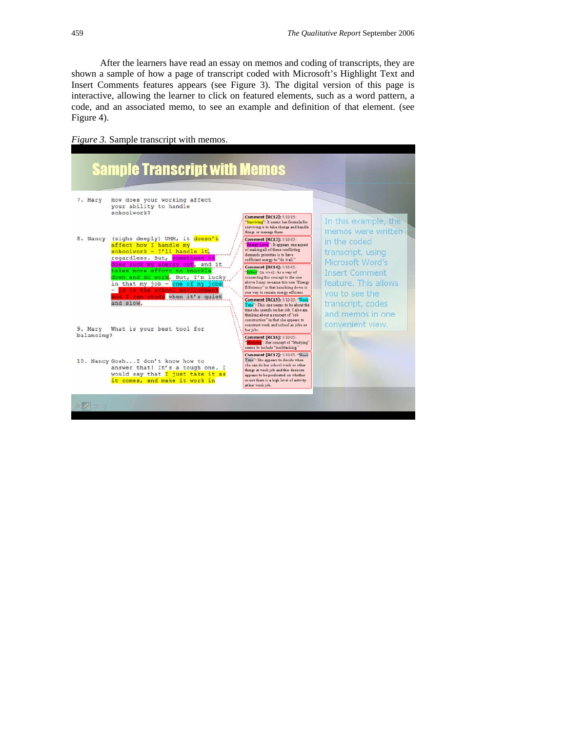After the learners have read an essay on memos and coding of transcripts, they are shown a sample of how a page of transcript coded with Microsoft's Highlight Text and Insert Comments features appears (see Figure 3). The digital version of this page is interactive, allowing the learner to click on featured elements, such as a word pattern, a code, and an associated memo, to see an example and definition of that element. (see Figure 4).

*Figure 3.* Sample transcript with memos.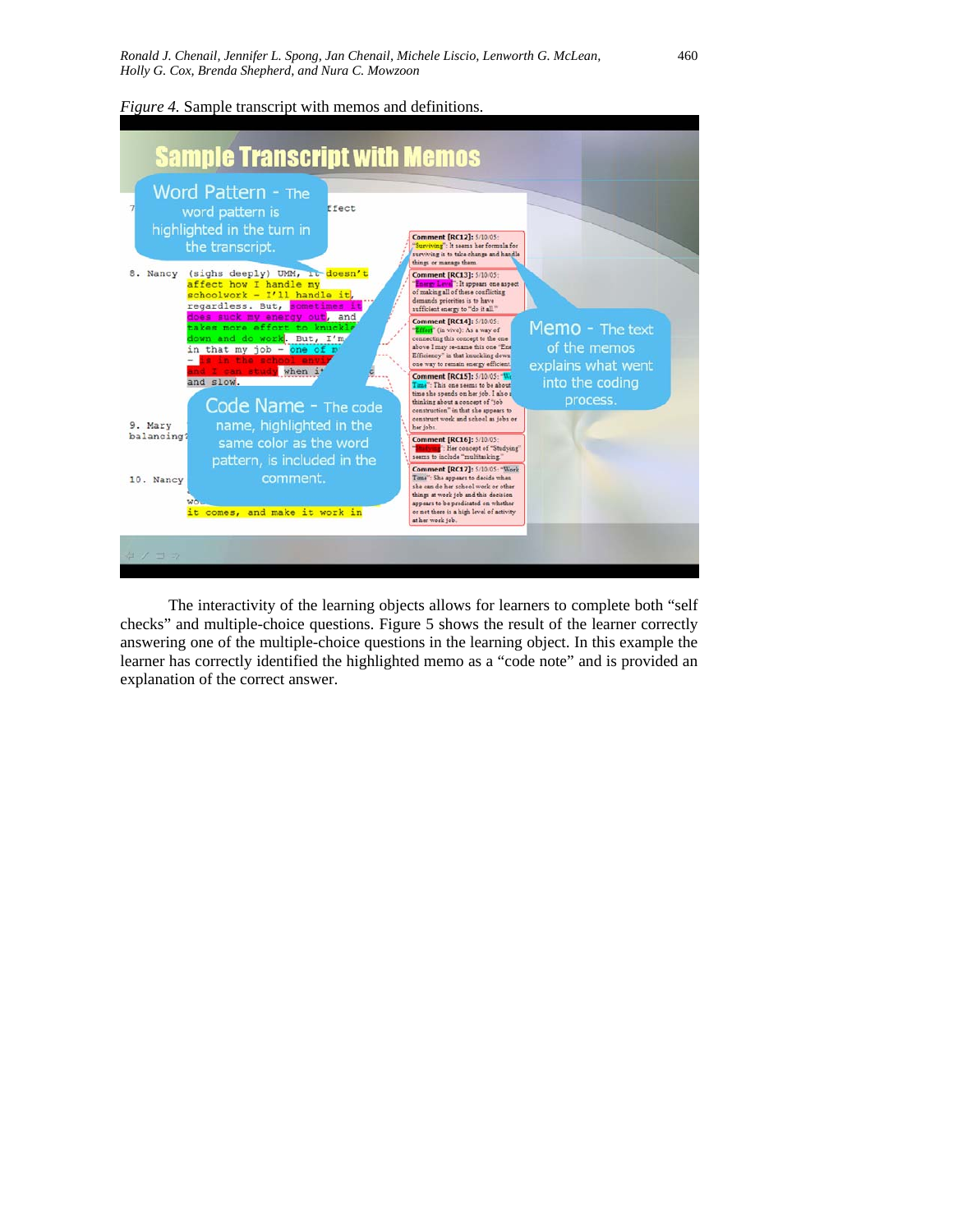*Figure 4.* Sample transcript with memos and definitions.

The interactivity of the learning objects allows for learners to complete both "self checks" and multiple-choice questions. Figure 5 shows the result of the learner correctly answering one of the multiple-choice questions in the learning object. In this example the learner has correctly identified the highlighted memo as a "code note" and is provided an explanation of the correct answer.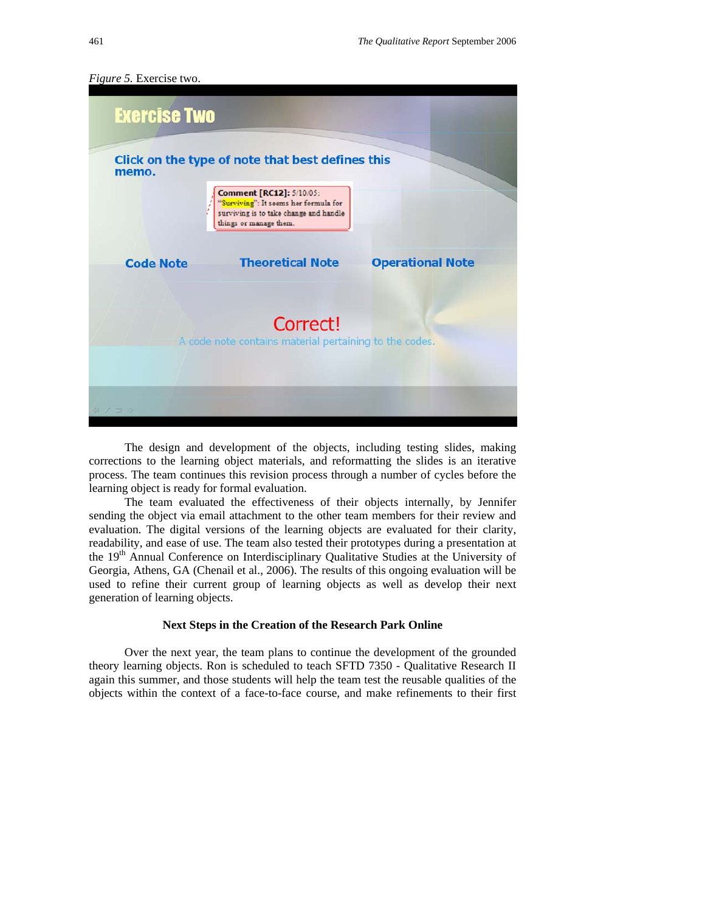*Figure 5.* Exercise two.

The design and development of the objects, including testing slides, making corrections to the learning object materials, and reformatting the slides is an iterative process. The team continues this revision process through a number of cycles before the learning object is ready for formal evaluation.

The team evaluated the effectiveness of their objects internally, by Jennifer sending the object via email attachment to the other team members for their review and evaluation. The digital versions of the learning objects are evaluated for their clarity, readability, and ease of use. The team also tested their prototypes during a presentation at the 19th Annual Conference on Interdisciplinary Qualitative Studies at the University of Georgia, Athens, GA (Chenail et al., 2006). The results of this ongoing evaluation will be used to refine their current group of learning objects as well as develop their next generation of learning objects.

### Next Steps in the Creation of the Research Park Online

Over the next year, the team plans to continue the development of the grounded theory learning objects. Ron is scheduled to teach SFTD 7350 - Qualitative Research II again this summer, and those students will help the team test the reusable qualities of the objects within the context of a face-to-face course, and make refinements to their first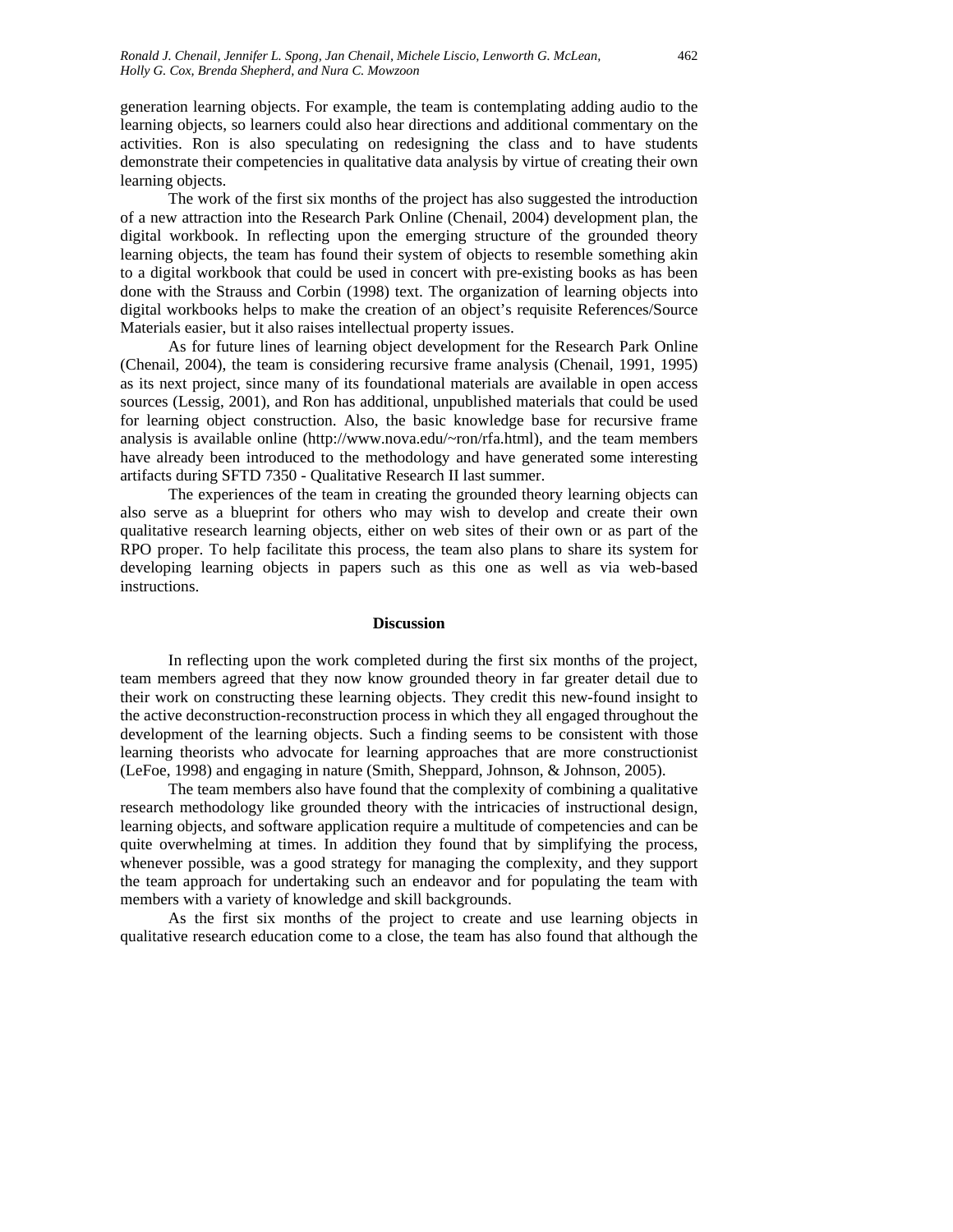generation learning objects. For example, the team is contemplating adding audio to the learning objects, so learners could also hear directions and additional commentary on the activities. Ron is also speculating on redesigning the class and to have students demonstrate their competencies in qualitative data analysis by virtue of creating their own learning objects.

The work of the first six months of the project has also suggested the introduction of a new attraction into the Research Park Online (Chenail, 2004) development plan, the digital workbook. In reflecting upon the emerging structure of the grounded theory learning objects, the team has found their system of objects to resemble something akin to a digital workbook that could be used in concert with pre-existing books as has been done with the Strauss and Corbin (1998) text. The organization of learning objects into digital workbooks helps to make the creation of an object's requisite References/Source Materials easier, but it also raises intellectual property issues.

As for future lines of learning object development for the Research Park Online (Chenail, 2004), the team is considering recursive frame analysis (Chenail, 1991, 1995) as its next project, since many of its foundational materials are available in open access sources (Lessig, 2001), and Ron has additional, unpublished materials that could be used for learning object construction. Also, the basic knowledge base for recursive frame analysis is available online (http://www.nova.edu/~ron/rfa.html), and the team members have already been introduced to the methodology and have generated some interesting artifacts during SFTD 7350 - Qualitative Research II last summer.

The experiences of the team in creating the grounded theory learning objects can also serve as a blueprint for others who may wish to develop and create their own qualitative research learning objects, either on web sites of their own or as part of the RPO proper. To help facilitate this process, the team also plans to share its system for developing learning objects in papers such as this one as well as via web-based instructions.

## Discussion

In reflecting upon the work completed during the first six months of the project, team members agreed that they now know grounded theory in far greater detail due to their work on constructing these learning objects. They credit this new-found insight to the active deconstruction-reconstruction process in which they all engaged throughout the development of the learning objects. Such a finding seems to be consistent with those learning theorists who advocate for learning approaches that are more constructionist (LeFoe, 1998) and engaging in nature (Smith, Sheppard, Johnson, & Johnson, 2005).

The team members also have found that the complexity of combining a qualitative research methodology like grounded theory with the intricacies of instructional design, learning objects, and software application require a multitude of competencies and can be quite overwhelming at times. In addition they found that by simplifying the process, whenever possible, was a good strategy for managing the complexity, and they support the team approach for undertaking such an endeavor and for populating the team with members with a variety of knowledge and skill backgrounds.

As the first six months of the project to create and use learning objects in qualitative research education come to a close, the team has also found that although the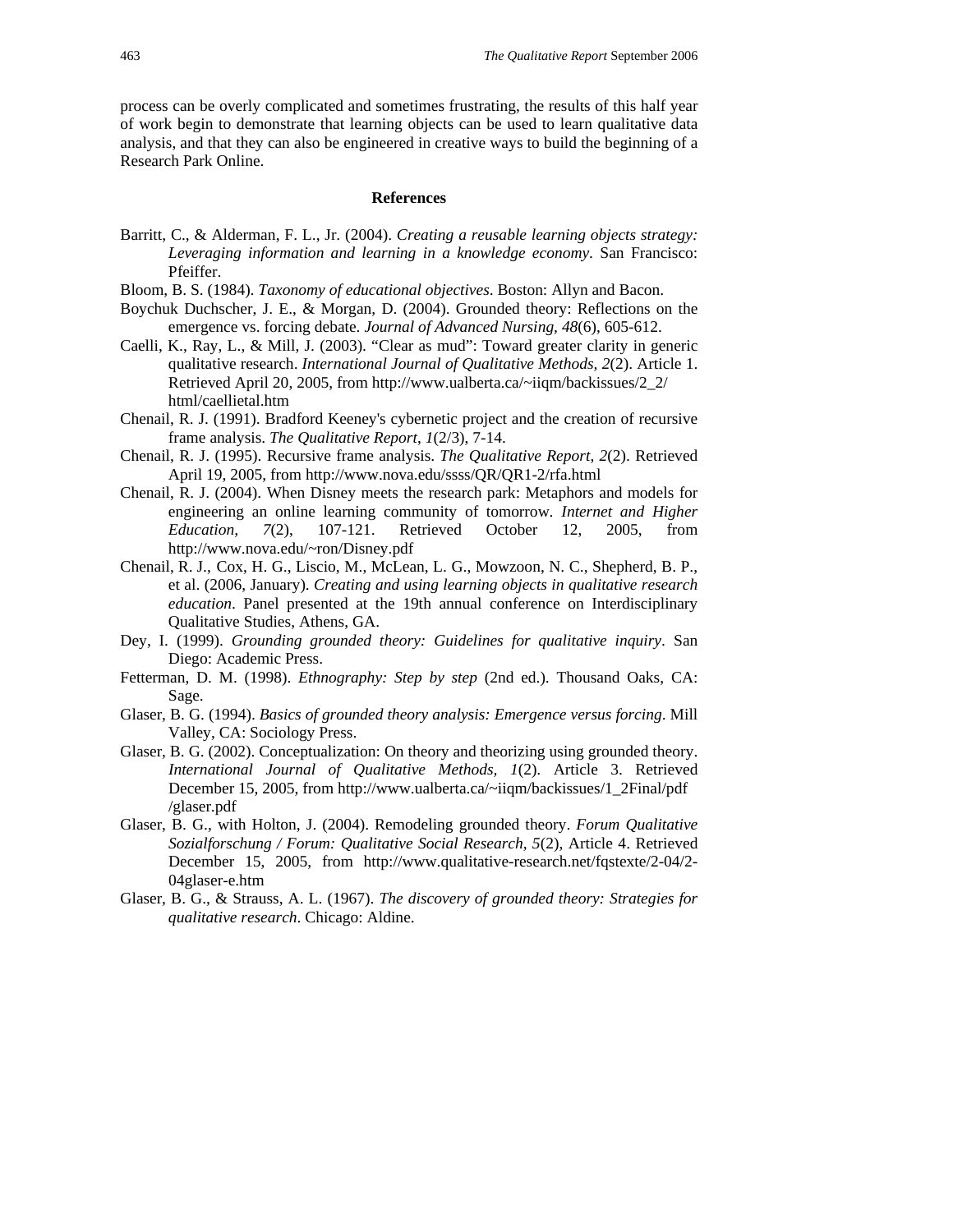process can be overly complicated and sometimes frustrating, the results of this half year of work begin to demonstrate that learning objects can be used to learn qualitative data analysis, and that they can also be engineered in creative ways to build the beginning of a Research Park Online.

## References

Barritt, C., & Alderman, F. L., Jr. (2004). *Creating a reusable learning objects strategy: Leveraging information and learning in a knowledge economy*. San Francisco: Pfeiffer.

Bloom, B. S. (1984). *Taxonomy of educational objectives*. Boston: Allyn and Bacon.

Boychuk Duchscher, J. E., & Morgan, D. (2004). Grounded theory: Reflections on the emergence vs. forcing debate. *Journal of Advanced Nursing, 48*(6), 605-612.

Caelli, K., Ray, L., & Mill, J. (2003). "Clear as mud": Toward greater clarity in generic qualitative research. *International Journal of Qualitative Methods, 2*(2). Article 1. Retrieved April 20, 2005, from http://www.ualberta.ca/~iiqm/backissues/2_2/html/caellietal.htm

Chenail, R. J. (1991). Bradford Keeney's cybernetic project and the creation of recursive frame analysis. *The Qualitative Report*, *1*(2/3), 7-14.

Chenail, R. J. (1995). Recursive frame analysis. *The Qualitative Report, 2*(2). Retrieved April 19, 2005, from http://www.nova.edu/ssss/QR/QR1-2/rfa.html

Chenail, R. J. (2004). When Disney meets the research park: Metaphors and models for engineering an online learning community of tomorrow. *Internet and Higher Education, 7*(2), 107-121. Retrieved October 12, 2005, from http://www.nova.edu/~ron/Disney.pdf

Chenail, R. J., Cox, H. G., Liscio, M., McLean, L. G., Mowzoon, N. C., Shepherd, B. P., et al. (2006, January). *Creating and using learning objects in qualitative research education*. Panel presented at the 19th annual conference on Interdisciplinary Qualitative Studies, Athens, GA.

Dey, I. (1999). *Grounding grounded theory: Guidelines for qualitative inquiry*. San Diego: Academic Press.

Fetterman, D. M. (1998). *Ethnography: Step by step* (2nd ed.). Thousand Oaks, CA: Sage.

Glaser, B. G. (1994). *Basics of grounded theory analysis: Emergence versus forcing*. Mill Valley, CA: Sociology Press.

Glaser, B. G. (2002). Conceptualization: On theory and theorizing using grounded theory. *International Journal of Qualitative Methods, 1*(2). Article 3. Retrieved December 15, 2005, from http://www.ualberta.ca/~iiqm/backissues/1_2Final/pdf/glaser.pdf

Glaser, B. G., with Holton, J. (2004). Remodeling grounded theory. *Forum Qualitative Sozialforschung / Forum: Qualitative Social Research*, *5*(2), Article 4. Retrieved December 15, 2005, from http://www.qualitative-research.net/fqstexte/2-04/2-04glaser-e.htm

Glaser, B. G., & Strauss, A. L. (1967). *The discovery of grounded theory: Strategies for qualitative research*. Chicago: Aldine.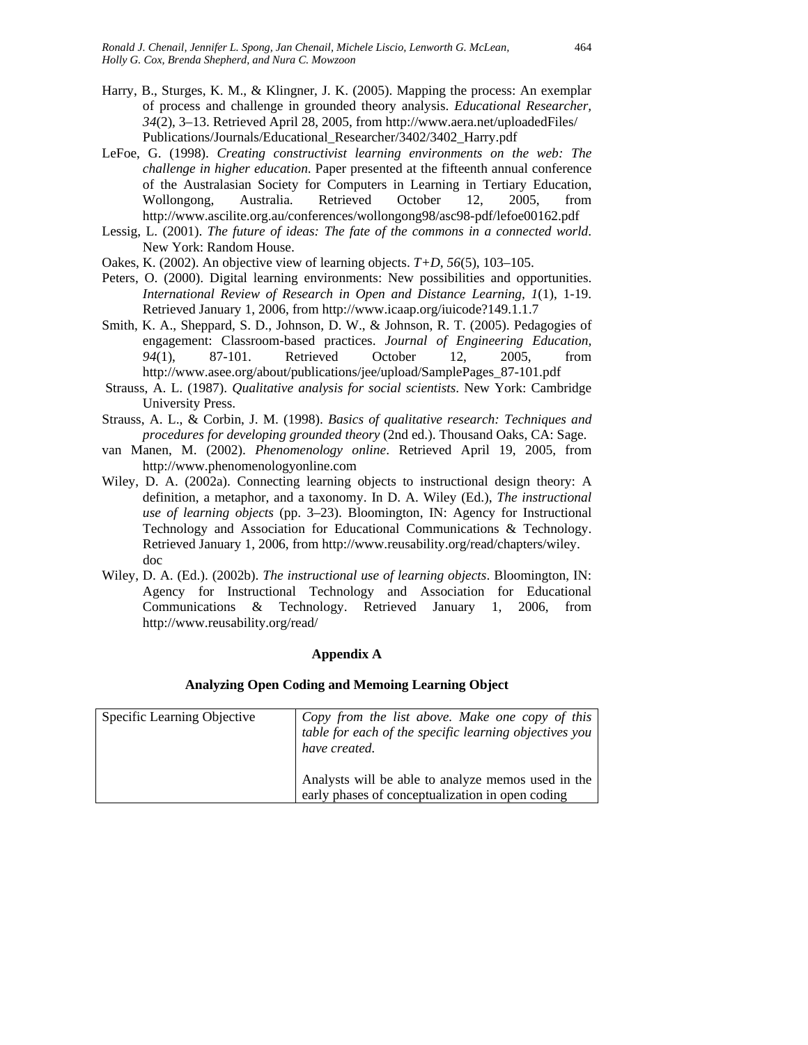Harry, B., Sturges, K. M., & Klingner, J. K. (2005). Mapping the process: An exemplar of process and challenge in grounded theory analysis. *Educational Researcher, 34*(2), 3–13. Retrieved April 28, 2005, from http://www.aera.net/uploadedFiles/ Publications/Journals/Educational_Researcher/3402/3402_Harry.pdf

LeFoe, G. (1998). *Creating constructivist learning environments on the web: The challenge in higher education*. Paper presented at the fifteenth annual conference of the Australasian Society for Computers in Learning in Tertiary Education, Wollongong, Australia. Retrieved October 12, 2005, from http://www.ascilite.org.au/conferences/wollongong98/asc98-pdf/lefoe00162.pdf

Lessig, L. (2001). *The future of ideas: The fate of the commons in a connected world*. New York: Random House.

Oakes, K. (2002). An objective view of learning objects. *T+D*, *56*(5), 103–105.

Peters, O. (2000). Digital learning environments: New possibilities and opportunities. *International Review of Research in Open and Distance Learning, 1*(1), 1-19. Retrieved January 1, 2006, from http://www.icaap.org/iuicode?149.1.1.7

Smith, K. A., Sheppard, S. D., Johnson, D. W., & Johnson, R. T. (2005). Pedagogies of engagement: Classroom-based practices. *Journal of Engineering Education, 94*(1), 87-101. Retrieved October 12, 2005, from http://www.asee.org/about/publications/jee/upload/SamplePages_87-101.pdf

Strauss, A. L. (1987). *Qualitative analysis for social scientists*. New York: Cambridge University Press.

Strauss, A. L., & Corbin, J. M. (1998). *Basics of qualitative research: Techniques and procedures for developing grounded theory* (2nd ed.). Thousand Oaks, CA: Sage.

van Manen, M. (2002). *Phenomenology online*. Retrieved April 19, 2005, from http://www.phenomenologyonline.com

Wiley, D. A. (2002a). Connecting learning objects to instructional design theory: A definition, a metaphor, and a taxonomy. In D. A. Wiley (Ed.), *The instructional use of learning objects* (pp. 3–23). Bloomington, IN: Agency for Instructional Technology and Association for Educational Communications & Technology. Retrieved January 1, 2006, from http://www.reusability.org/read/chapters/wiley.doc

Wiley, D. A. (Ed.). (2002b). *The instructional use of learning objects*. Bloomington, IN: Agency for Instructional Technology and Association for Educational Communications & Technology. Retrieved January 1, 2006, from http://www.reusability.org/read/

## Appendix A

### Analyzing Open Coding and Memoing Learning Object

| Specific Learning Objective | *Copy from the list above. Make one copy of this table for each of the specific learning objectives you have created.*<br><br>Analysts will be able to analyze memos used in the early phases of conceptualization in open coding |
|---|---|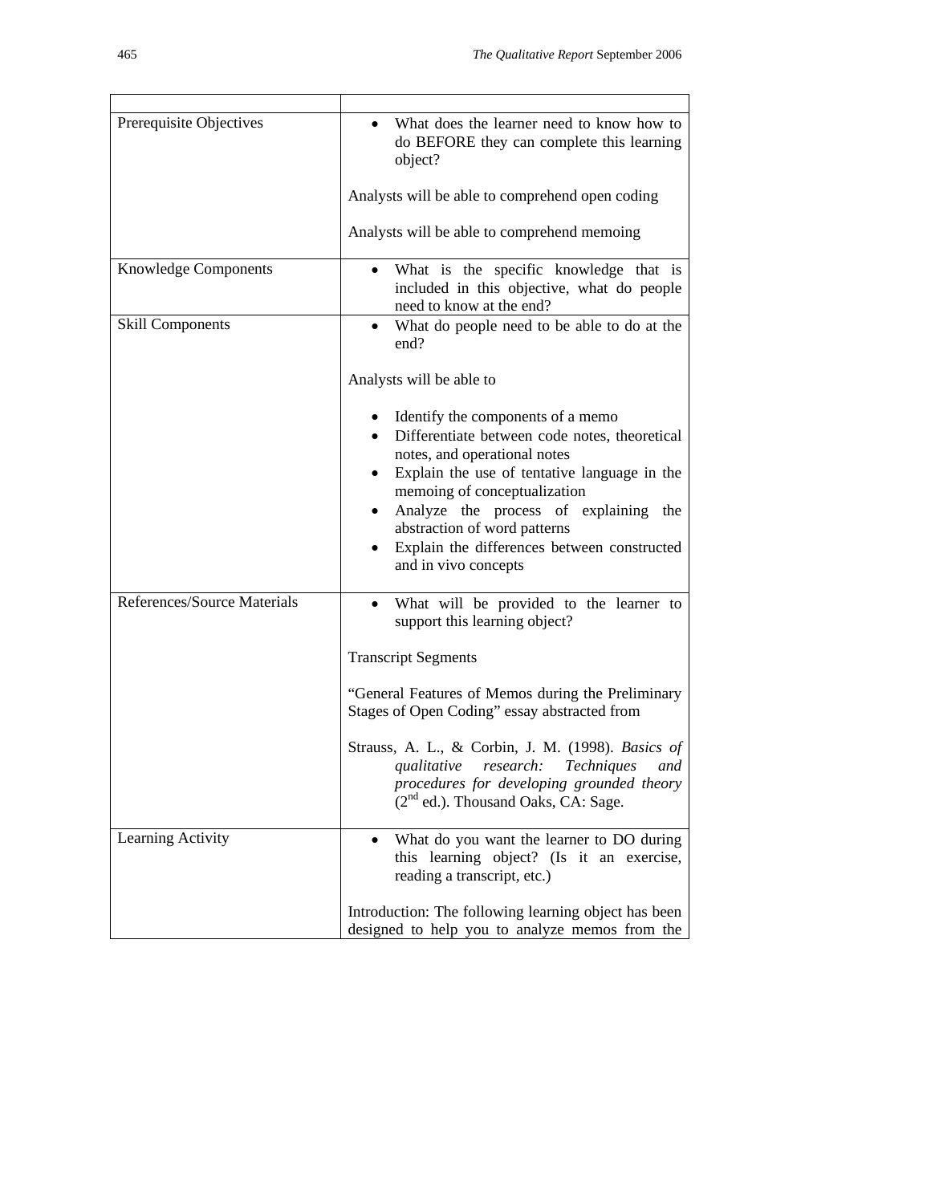| | |
|---|---|
| Prerequisite Objectives | • What does the learner need to know how to do BEFORE they can complete this learning object?<br><br>Analysts will be able to comprehend open coding<br><br>Analysts will be able to comprehend memoing |
| Knowledge Components | • What is the specific knowledge that is included in this objective, what do people need to know at the end? |
| Skill Components | • What do people need to be able to do at the end?<br><br>Analysts will be able to<br><br>• Identify the components of a memo<br>• Differentiate between code notes, theoretical notes, and operational notes<br>• Explain the use of tentative language in the memoing of conceptualization<br>• Analyze the process of explaining the abstraction of word patterns<br>• Explain the differences between constructed and in vivo concepts |
| References/Source Materials | • What will be provided to the learner to support this learning object?<br><br>Transcript Segments<br><br>"General Features of Memos during the Preliminary Stages of Open Coding" essay abstracted from<br><br>Strauss, A. L., & Corbin, J. M. (1998). *Basics of qualitative research: Techniques and procedures for developing grounded theory* (2nd ed.). Thousand Oaks, CA: Sage. |
| Learning Activity | • What do you want the learner to DO during this learning object? (Is it an exercise, reading a transcript, etc.)<br><br>Introduction: The following learning object has been designed to help you to analyze memos from the |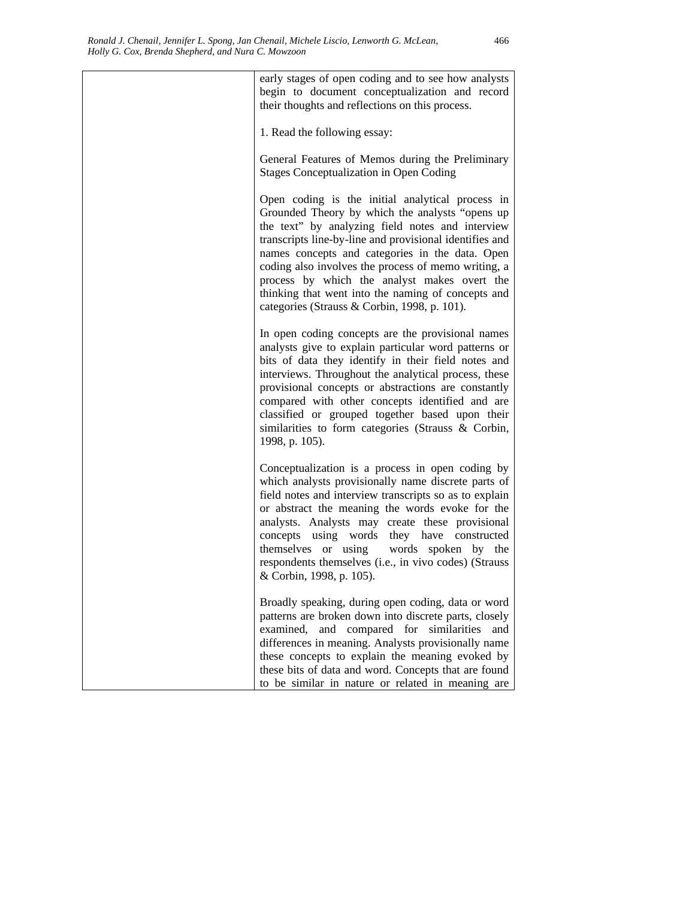| | early stages of open coding and to see how analysts begin to document conceptualization and record their thoughts and reflections on this process.<br><br>1. Read the following essay:<br><br>General Features of Memos during the Preliminary Stages Conceptualization in Open Coding<br><br>Open coding is the initial analytical process in Grounded Theory by which the analysts "opens up the text" by analyzing field notes and interview transcripts line-by-line and provisional identifies and names concepts and categories in the data. Open coding also involves the process of memo writing, a process by which the analyst makes overt the thinking that went into the naming of concepts and categories (Strauss & Corbin, 1998, p. 101).<br><br>In open coding concepts are the provisional names analysts give to explain particular word patterns or bits of data they identify in their field notes and interviews. Throughout the analytical process, these provisional concepts or abstractions are constantly compared with other concepts identified and are classified or grouped together based upon their similarities to form categories (Strauss & Corbin, 1998, p. 105).<br><br>Conceptualization is a process in open coding by which analysts provisionally name discrete parts of field notes and interview transcripts so as to explain or abstract the meaning the words evoke for the analysts. Analysts may create these provisional concepts using words they have constructed themselves or using words spoken by the respondents themselves (i.e., in vivo codes) (Strauss & Corbin, 1998, p. 105).<br><br>Broadly speaking, during open coding, data or word patterns are broken down into discrete parts, closely examined, and compared for similarities and differences in meaning. Analysts provisionally name these concepts to explain the meaning evoked by these bits of data and word. Concepts that are found to be similar in nature or related in meaning are |
|---|---|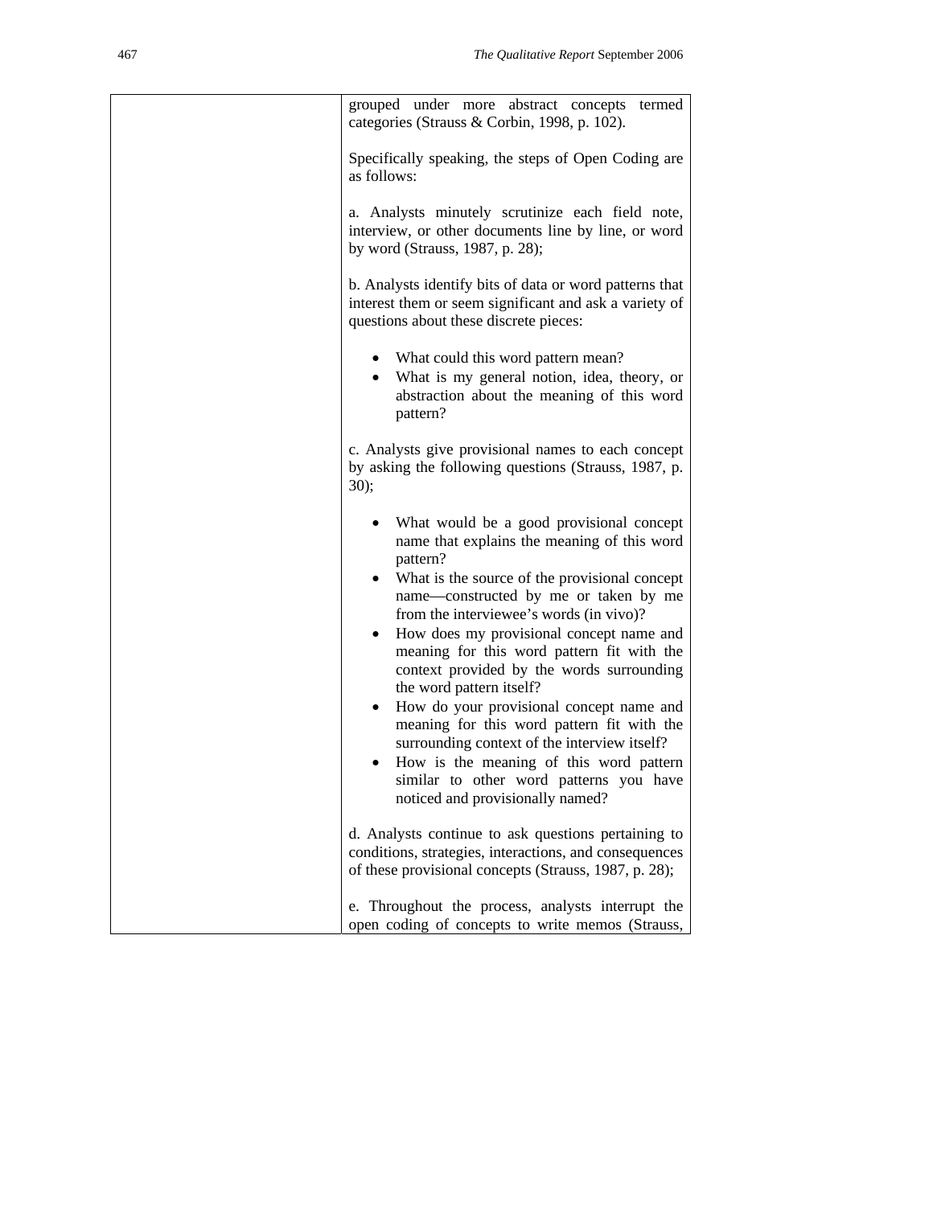| | |
|---|---|
| | grouped under more abstract concepts termed categories (Strauss & Corbin, 1998, p. 102).<br><br>Specifically speaking, the steps of Open Coding are as follows:<br><br>a. Analysts minutely scrutinize each field note, interview, or other documents line by line, or word by word (Strauss, 1987, p. 28);<br><br>b. Analysts identify bits of data or word patterns that interest them or seem significant and ask a variety of questions about these discrete pieces:<br><br>• What could this word pattern mean?<br>• What is my general notion, idea, theory, or abstraction about the meaning of this word pattern?<br><br>c. Analysts give provisional names to each concept by asking the following questions (Strauss, 1987, p. 30);<br><br>• What would be a good provisional concept name that explains the meaning of this word pattern?<br>• What is the source of the provisional concept name—constructed by me or taken by me from the interviewee's words (in vivo)?<br>• How does my provisional concept name and meaning for this word pattern fit with the context provided by the words surrounding the word pattern itself?<br>• How do your provisional concept name and meaning for this word pattern fit with the surrounding context of the interview itself?<br>• How is the meaning of this word pattern similar to other word patterns you have noticed and provisionally named?<br><br>d. Analysts continue to ask questions pertaining to conditions, strategies, interactions, and consequences of these provisional concepts (Strauss, 1987, p. 28);<br><br>e. Throughout the process, analysts interrupt the open coding of concepts to write memos (Strauss, |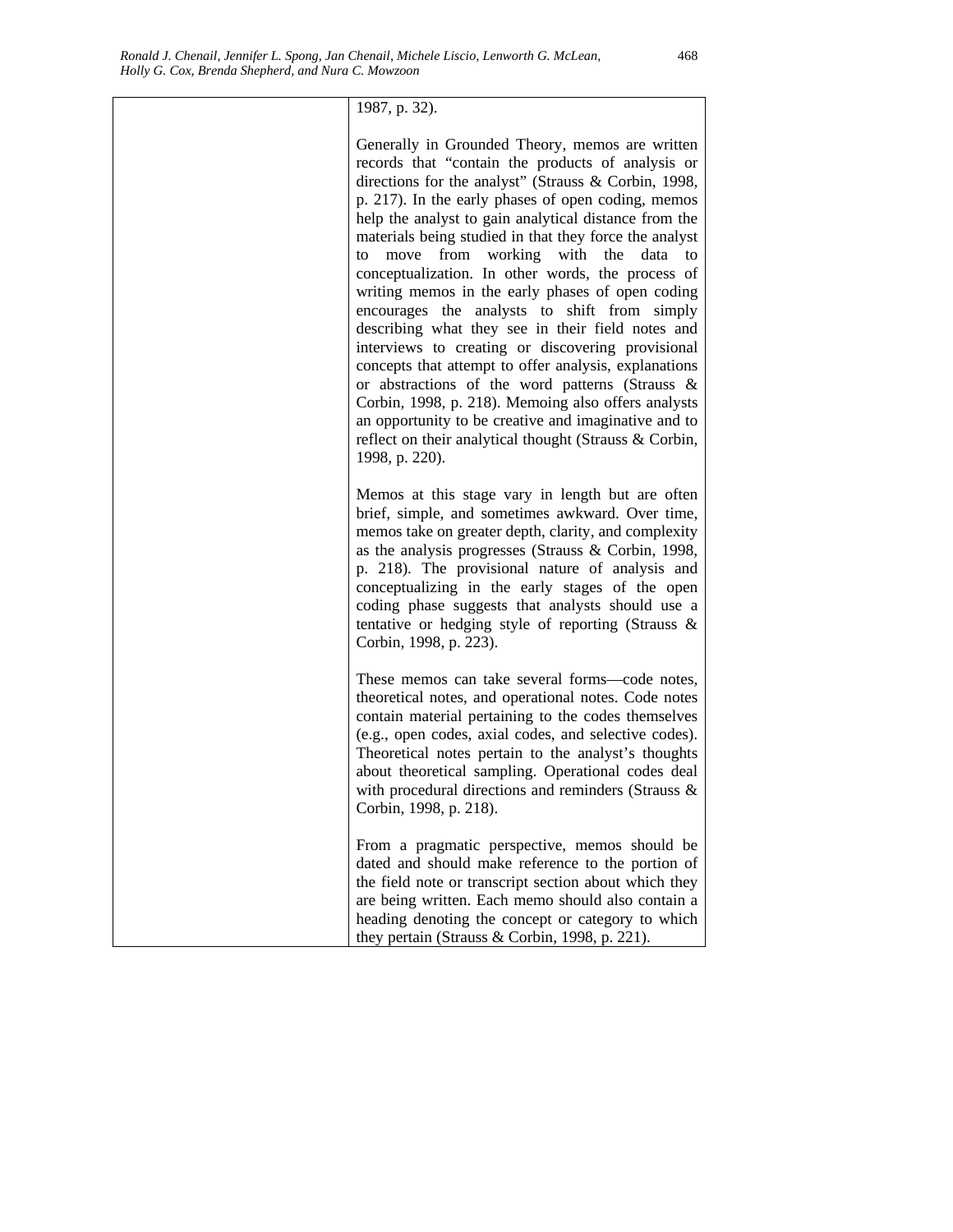| | 1987, p. 32).<br><br>Generally in Grounded Theory, memos are written records that “contain the products of analysis or directions for the analyst” (Strauss & Corbin, 1998, p. 217). In the early phases of open coding, memos help the analyst to gain analytical distance from the materials being studied in that they force the analyst to move from working with the data to conceptualization. In other words, the process of writing memos in the early phases of open coding encourages the analysts to shift from simply describing what they see in their field notes and interviews to creating or discovering provisional concepts that attempt to offer analysis, explanations or abstractions of the word patterns (Strauss & Corbin, 1998, p. 218). Memoing also offers analysts an opportunity to be creative and imaginative and to reflect on their analytical thought (Strauss & Corbin, 1998, p. 220).<br><br>Memos at this stage vary in length but are often brief, simple, and sometimes awkward. Over time, memos take on greater depth, clarity, and complexity as the analysis progresses (Strauss & Corbin, 1998, p. 218). The provisional nature of analysis and conceptualizing in the early stages of the open coding phase suggests that analysts should use a tentative or hedging style of reporting (Strauss & Corbin, 1998, p. 223).<br><br>These memos can take several forms—code notes, theoretical notes, and operational notes. Code notes contain material pertaining to the codes themselves (e.g., open codes, axial codes, and selective codes). Theoretical notes pertain to the analyst’s thoughts about theoretical sampling. Operational codes deal with procedural directions and reminders (Strauss & Corbin, 1998, p. 218).<br><br>From a pragmatic perspective, memos should be dated and should make reference to the portion of the field note or transcript section about which they are being written. Each memo should also contain a heading denoting the concept or category to which they pertain (Strauss & Corbin, 1998, p. 221). |
|---|---|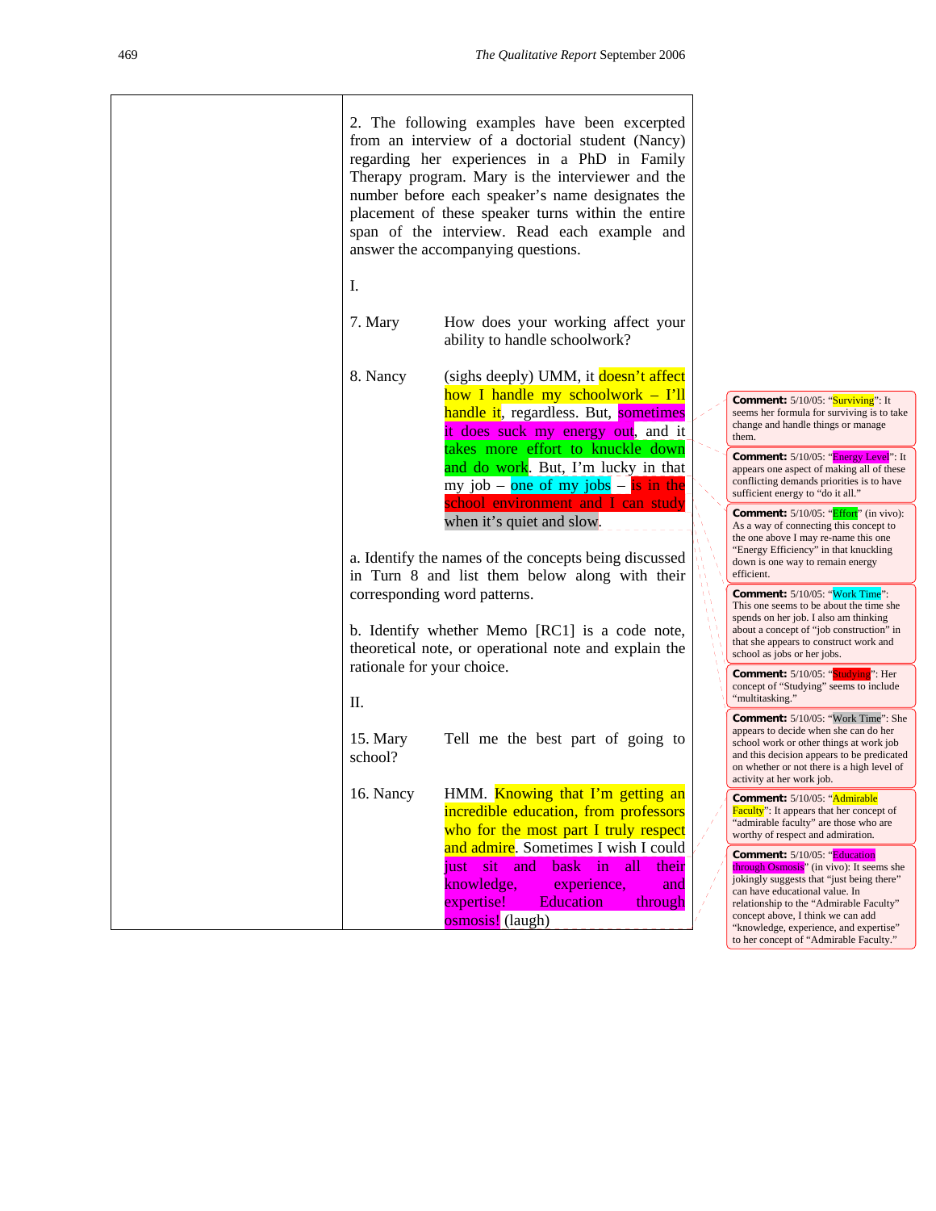2. The following examples have been excerpted from an interview of a doctorial student (Nancy) regarding her experiences in a PhD in Family Therapy program. Mary is the interviewer and the number before each speaker's name designates the placement of these speaker turns within the entire span of the interview. Read each example and answer the accompanying questions.

I.

| | |
|---|---|
| 7. Mary | How does your working affect your ability to handle schoolwork? |
| 8. Nancy | (sighs deeply) UMM, it doesn't affect how I handle my schoolwork – I'll handle it, regardless. But, sometimes it does suck my energy out, and it takes more effort to knuckle down and do work. But, I'm lucky in that my job – one of my jobs – is in the school environment and I can study when it's quiet and slow. |

a. Identify the names of the concepts being discussed in Turn 8 and list them below along with their corresponding word patterns.

b. Identify whether Memo [RC1] is a code note, theoretical note, or operational note and explain the rationale for your choice.

II.

| | |
|---|---|
| 15. Mary | Tell me the best part of going to school? |
| 16. Nancy | HMM. Knowing that I'm getting an incredible education, from professors who for the most part I truly respect and admire. Sometimes I wish I could just sit and bask in all their knowledge, experience, and expertise! Education through osmosis! (laugh) |

**Comment:** 5/10/05: "Surviving": It seems her formula for surviving is to take change and handle things or manage them.

**Comment:** 5/10/05: "Energy Level": It appears one aspect of making all of these conflicting demands priorities is to have sufficient energy to "do it all."

**Comment:** 5/10/05: "Effort" (in vivo): As a way of connecting this concept to the one above I may re-name this one "Energy Efficiency" in that knuckling down is one way to remain energy efficient.

**Comment:** 5/10/05: "Work Time": This one seems to be about the time she spends on her job. I also am thinking about a concept of "job construction" in that she appears to construct work and school as jobs or her jobs.

**Comment:** 5/10/05: "Studying": Her concept of "Studying" seems to include "multitasking."

**Comment:** 5/10/05: "Work Time": She appears to decide when she can do her school work or other things at work job and this decision appears to be predicated on whether or not there is a high level of activity at her work job.

**Comment:** 5/10/05: "Admirable Faculty": It appears that her concept of "admirable faculty" are those who are worthy of respect and admiration.

**Comment:** 5/10/05: "Education through Osmosis" (in vivo): It seems she jokingly suggests that "just being there" can have educational value. In relationship to the "Admirable Faculty" concept above, I think we can add "knowledge, experience, and expertise" to her concept of "Admirable Faculty."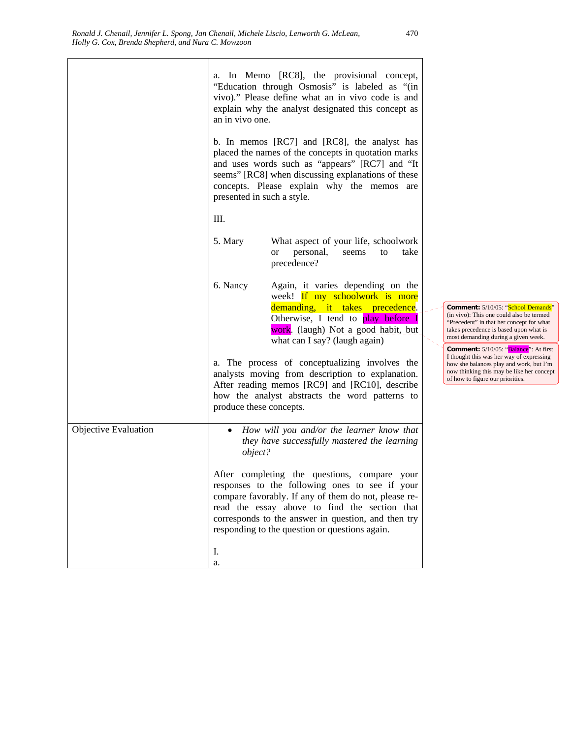| | |
|---|---|
| | a. In Memo [RC8], the provisional concept, "Education through Osmosis" is labeled as "(in vivo)." Please define what an in vivo code is and explain why the analyst designated this concept as an in vivo one.<br><br>b. In memos [RC7] and [RC8], the analyst has placed the names of the concepts in quotation marks and uses words such as "appears" [RC7] and "It seems" [RC8] when discussing explanations of these concepts. Please explain why the memos are presented in such a style.<br><br>III.<br><br>5. Mary — What aspect of your life, schoolwork or personal, seems to take precedence?<br><br>6. Nancy — Again, it varies depending on the week! If my schoolwork is more demanding, it takes precedence. Otherwise, I tend to play before I work. (laugh) Not a good habit, but what can I say? (laugh again)<br><br>a. The process of conceptualizing involves the analysts moving from description to explanation. After reading memos [RC9] and [RC10], describe how the analyst abstracts the word patterns to produce these concepts. |
| Objective Evaluation | • *How will you and/or the learner know that they have successfully mastered the learning object?*<br><br>After completing the questions, compare your responses to the following ones to see if your compare favorably. If any of them do not, please re-read the essay above to find the section that corresponds to the answer in question, and then try responding to the question or questions again.<br><br>I.<br>a. |

**Comment:** 5/10/05: "School Demands" (in vivo): This one could also be termed "Precedent" in that her concept for what takes precedence is based upon what is most demanding during a given week.

**Comment:** 5/10/05: "Balance": At first I thought this was her way of expressing how she balances play and work, but I'm now thinking this may be like her concept of how to figure our priorities.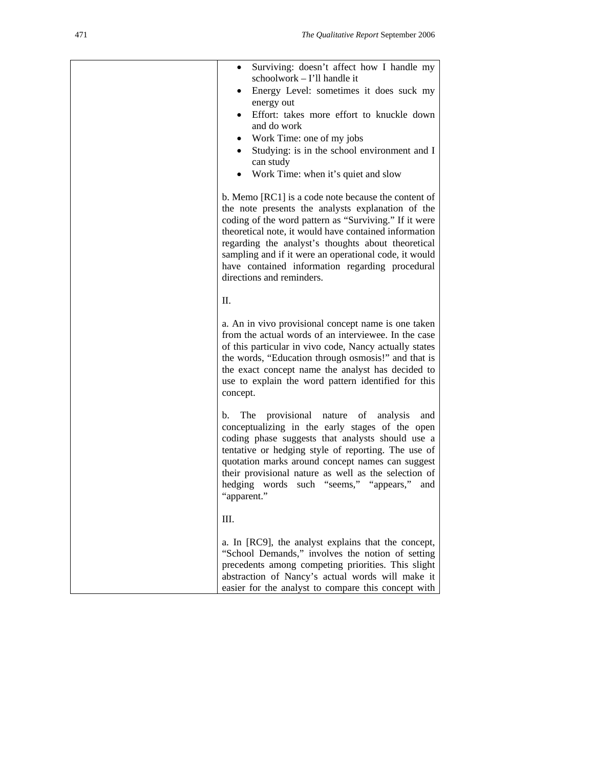| | - Surviving: doesn't affect how I handle my schoolwork – I'll handle it<br>- Energy Level: sometimes it does suck my energy out<br>- Effort: takes more effort to knuckle down and do work<br>- Work Time: one of my jobs<br>- Studying: is in the school environment and I can study<br>- Work Time: when it's quiet and slow<br><br>b. Memo [RC1] is a code note because the content of the note presents the analysts explanation of the coding of the word pattern as "Surviving." If it were theoretical note, it would have contained information regarding the analyst's thoughts about theoretical sampling and if it were an operational code, it would have contained information regarding procedural directions and reminders.<br><br>II.<br><br>a. An in vivo provisional concept name is one taken from the actual words of an interviewee. In the case of this particular in vivo code, Nancy actually states the words, "Education through osmosis!" and that is the exact concept name the analyst has decided to use to explain the word pattern identified for this concept.<br><br>b. The provisional nature of analysis and conceptualizing in the early stages of the open coding phase suggests that analysts should use a tentative or hedging style of reporting. The use of quotation marks around concept names can suggest their provisional nature as well as the selection of hedging words such "seems," "appears," and "apparent."<br><br>III.<br><br>a. In [RC9], the analyst explains that the concept, "School Demands," involves the notion of setting precedents among competing priorities. This slight abstraction of Nancy's actual words will make it easier for the analyst to compare this concept with |
|---|---|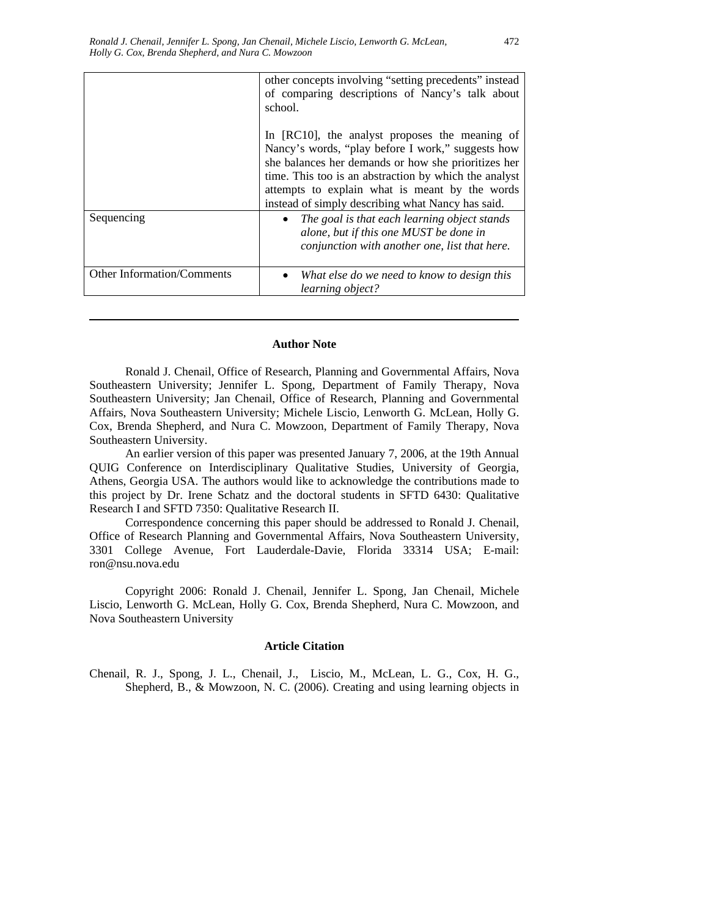|  |  |
|---|---|
|  | other concepts involving "setting precedents" instead of comparing descriptions of Nancy's talk about school.<br><br>In [RC10], the analyst proposes the meaning of Nancy's words, "play before I work," suggests how she balances her demands or how she prioritizes her time. This too is an abstraction by which the analyst attempts to explain what is meant by the words instead of simply describing what Nancy has said. |
| Sequencing | • *The goal is that each learning object stands alone, but if this one MUST be done in conjunction with another one, list that here.* |
| Other Information/Comments | • *What else do we need to know to design this learning object?* |

---

### Author Note

Ronald J. Chenail, Office of Research, Planning and Governmental Affairs, Nova Southeastern University; Jennifer L. Spong, Department of Family Therapy, Nova Southeastern University; Jan Chenail, Office of Research, Planning and Governmental Affairs, Nova Southeastern University; Michele Liscio, Lenworth G. McLean, Holly G. Cox, Brenda Shepherd, and Nura C. Mowzoon, Department of Family Therapy, Nova Southeastern University.

An earlier version of this paper was presented January 7, 2006, at the 19th Annual QUIG Conference on Interdisciplinary Qualitative Studies, University of Georgia, Athens, Georgia USA. The authors would like to acknowledge the contributions made to this project by Dr. Irene Schatz and the doctoral students in SFTD 6430: Qualitative Research I and SFTD 7350: Qualitative Research II.

Correspondence concerning this paper should be addressed to Ronald J. Chenail, Office of Research Planning and Governmental Affairs, Nova Southeastern University, 3301 College Avenue, Fort Lauderdale-Davie, Florida 33314 USA; E-mail: ron@nsu.nova.edu

Copyright 2006: Ronald J. Chenail, Jennifer L. Spong, Jan Chenail, Michele Liscio, Lenworth G. McLean, Holly G. Cox, Brenda Shepherd, Nura C. Mowzoon, and Nova Southeastern University

### Article Citation

Chenail, R. J., Spong, J. L., Chenail, J., Liscio, M., McLean, L. G., Cox, H. G., Shepherd, B., & Mowzoon, N. C. (2006). Creating and using learning objects in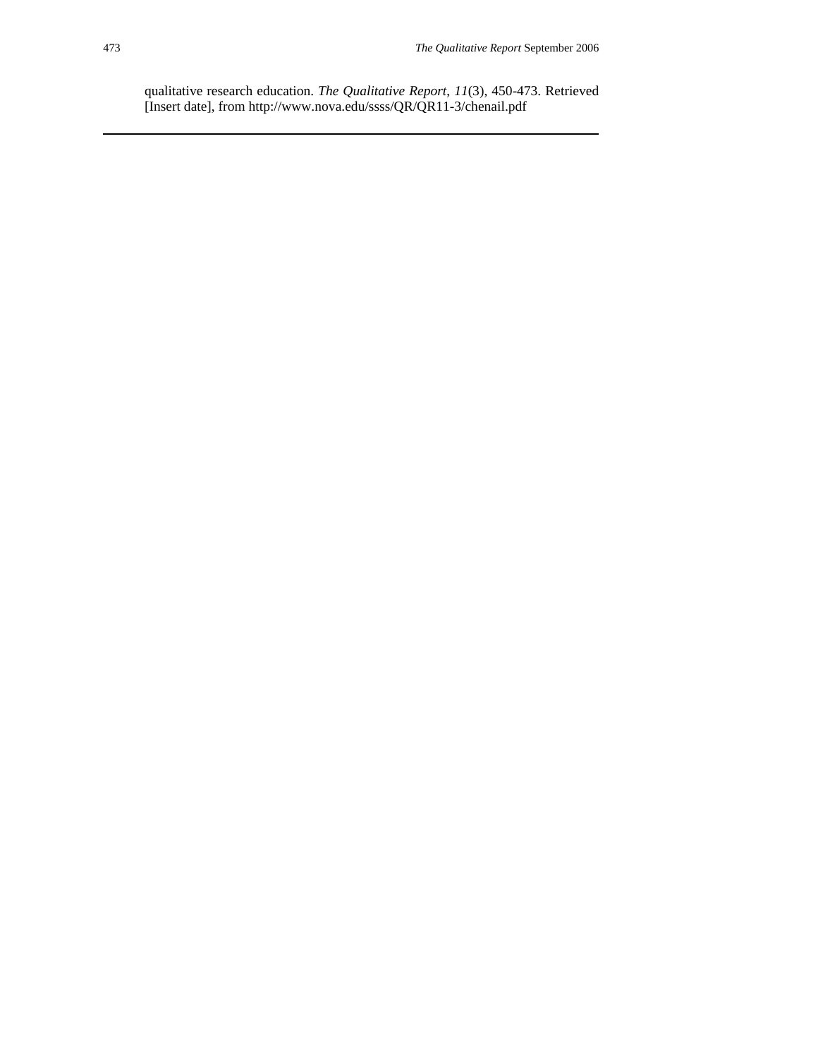qualitative research education. *The Qualitative Report*, *11*(3), 450-473. Retrieved [Insert date], from http://www.nova.edu/ssss/QR/QR11-3/chenail.pdf

---